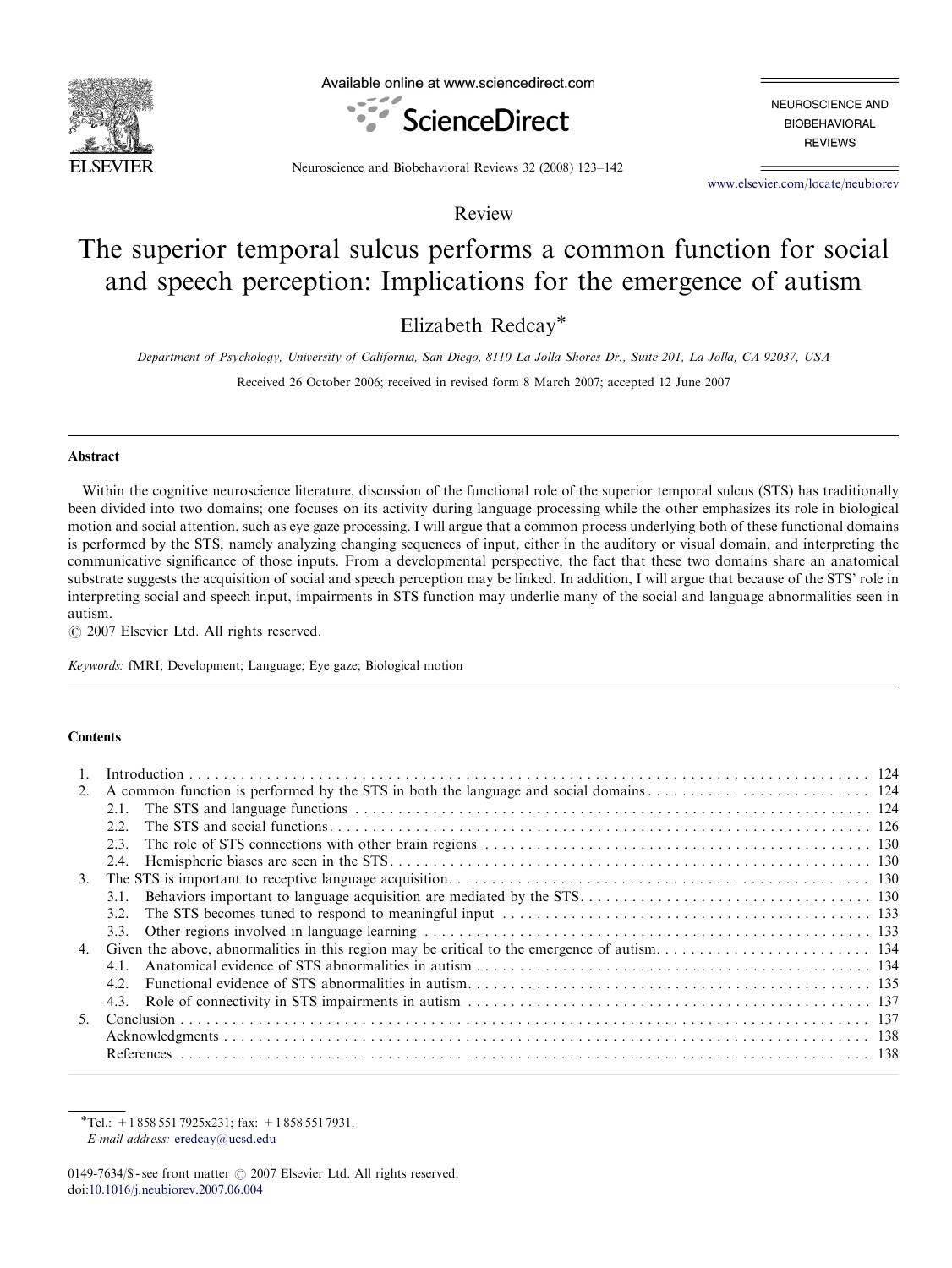Available online at www.sciencedirect.com

ScienceDirect

NEUROSCIENCE AND BIOBEHAVIORAL REVIEWS

Neuroscience and Biobehavioral Reviews 32 (2008) 123–142

www.elsevier.com/locate/neubiorev

Review

# The superior temporal sulcus performs a common function for social and speech perception: Implications for the emergence of autism

Elizabeth Redcay*

*Department of Psychology, University of California, San Diego, 8110 La Jolla Shores Dr., Suite 201, La Jolla, CA 92037, USA*

Received 26 October 2006; received in revised form 8 March 2007; accepted 12 June 2007

## Abstract

Within the cognitive neuroscience literature, discussion of the functional role of the superior temporal sulcus (STS) has traditionally been divided into two domains; one focuses on its activity during language processing while the other emphasizes its role in biological motion and social attention, such as eye gaze processing. I will argue that a common process underlying both of these functional domains is performed by the STS, namely analyzing changing sequences of input, either in the auditory or visual domain, and interpreting the communicative significance of those inputs. From a developmental perspective, the fact that these two domains share an anatomical substrate suggests the acquisition of social and speech perception may be linked. In addition, I will argue that because of the STS' role in interpreting social and speech input, impairments in STS function may underlie many of the social and language abnormalities seen in autism.

© 2007 Elsevier Ltd. All rights reserved.

*Keywords:* fMRI; Development; Language; Eye gaze; Biological motion

## Contents

1. Introduction . . . 124
2. A common function is performed by the STS in both the language and social domains . . . 124
   - 2.1. The STS and language functions . . . 124
   - 2.2. The STS and social functions . . . 126
   - 2.3. The role of STS connections with other brain regions . . . 130
   - 2.4. Hemispheric biases are seen in the STS . . . 130
3. The STS is important to receptive language acquisition . . . 130
   - 3.1. Behaviors important to language acquisition are mediated by the STS . . . 130
   - 3.2. The STS becomes tuned to respond to meaningful input . . . 133
   - 3.3. Other regions involved in language learning . . . 133
4. Given the above, abnormalities in this region may be critical to the emergence of autism . . . 134
   - 4.1. Anatomical evidence of STS abnormalities in autism . . . 134
   - 4.2. Functional evidence of STS abnormalities in autism . . . 135
   - 4.3. Role of connectivity in STS impairments in autism . . . 137
5. Conclusion . . . 137

   Acknowledgments . . . 138

   References . . . 138

---

*Tel.: +1 858 551 7925x231; fax: +1 858 551 7931.
*E-mail address:* eredcay@ucsd.edu

0149-7634/$ - see front matter © 2007 Elsevier Ltd. All rights reserved.
doi:10.1016/j.neubiorev.2007.06.004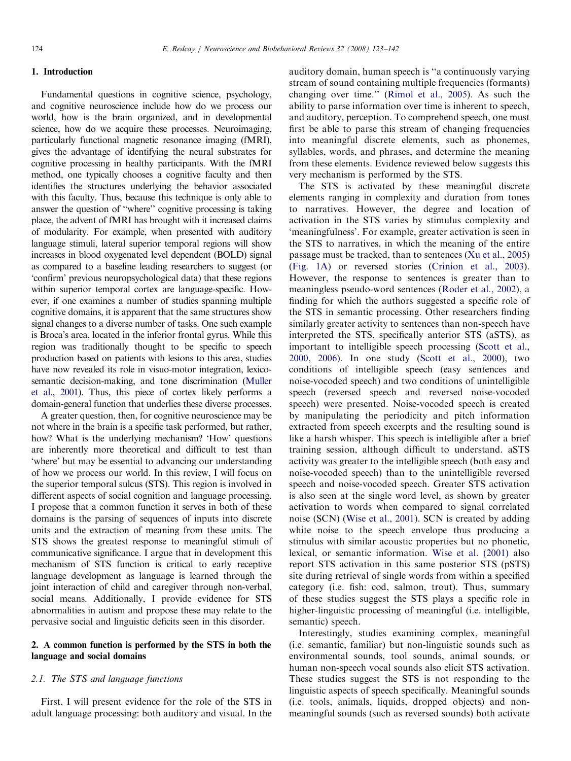## 1. Introduction

Fundamental questions in cognitive science, psychology, and cognitive neuroscience include how do we process our world, how is the brain organized, and in developmental science, how do we acquire these processes. Neuroimaging, particularly functional magnetic resonance imaging (fMRI), gives the advantage of identifying the neural substrates for cognitive processing in healthy participants. With the fMRI method, one typically chooses a cognitive faculty and then identifies the structures underlying the behavior associated with this faculty. Thus, because this technique is only able to answer the question of "where" cognitive processing is taking place, the advent of fMRI has brought with it increased claims of modularity. For example, when presented with auditory language stimuli, lateral superior temporal regions will show increases in blood oxygenated level dependent (BOLD) signal as compared to a baseline leading researchers to suggest (or 'confirm' previous neuropsychological data) that these regions within superior temporal cortex are language-specific. However, if one examines a number of studies spanning multiple cognitive domains, it is apparent that the same structures show signal changes to a diverse number of tasks. One such example is Broca's area, located in the inferior frontal gyrus. While this region was traditionally thought to be specific to speech production based on patients with lesions to this area, studies have now revealed its role in visuo-motor integration, lexico-semantic decision-making, and tone discrimination (Muller et al., 2001). Thus, this piece of cortex likely performs a domain-general function that underlies these diverse processes.

A greater question, then, for cognitive neuroscience may be not where in the brain is a specific task performed, but rather, how? What is the underlying mechanism? 'How' questions are inherently more theoretical and difficult to test than 'where' but may be essential to advancing our understanding of how we process our world. In this review, I will focus on the superior temporal sulcus (STS). This region is involved in different aspects of social cognition and language processing. I propose that a common function it serves in both of these domains is the parsing of sequences of inputs into discrete units and the extraction of meaning from these units. The STS shows the greatest response to meaningful stimuli of communicative significance. I argue that in development this mechanism of STS function is critical to early receptive language development as language is learned through the joint interaction of child and caregiver through non-verbal, social means. Additionally, I provide evidence for STS abnormalities in autism and propose these may relate to the pervasive social and linguistic deficits seen in this disorder.

## 2. A common function is performed by the STS in both the language and social domains

### 2.1. The STS and language functions

First, I will present evidence for the role of the STS in adult language processing: both auditory and visual. In the auditory domain, human speech is "a continuously varying stream of sound containing multiple frequencies (formants) changing over time." (Rimol et al., 2005). As such the ability to parse information over time is inherent to speech, and auditory, perception. To comprehend speech, one must first be able to parse this stream of changing frequencies into meaningful discrete elements, such as phonemes, syllables, words, and phrases, and determine the meaning from these elements. Evidence reviewed below suggests this very mechanism is performed by the STS.

The STS is activated by these meaningful discrete elements ranging in complexity and duration from tones to narratives. However, the degree and location of activation in the STS varies by stimulus complexity and 'meaningfulness'. For example, greater activation is seen in the STS to narratives, in which the meaning of the entire passage must be tracked, than to sentences (Xu et al., 2005) (Fig. 1A) or reversed stories (Crinion et al., 2003). However, the response to sentences is greater than to meaningless pseudo-word sentences (Roder et al., 2002), a finding for which the authors suggested a specific role of the STS in semantic processing. Other researchers finding similarly greater activity to sentences than non-speech have interpreted the STS, specifically anterior STS (aSTS), as important to intelligible speech processing (Scott et al., 2000, 2006). In one study (Scott et al., 2000), two conditions of intelligible speech (easy sentences and noise-vocoded speech) and two conditions of unintelligible speech (reversed speech and reversed noise-vocoded speech) were presented. Noise-vocoded speech is created by manipulating the periodicity and pitch information extracted from speech excerpts and the resulting sound is like a harsh whisper. This speech is intelligible after a brief training session, although difficult to understand. aSTS activity was greater to the intelligible speech (both easy and noise-vocoded speech) than to the unintelligible reversed speech and noise-vocoded speech. Greater STS activation is also seen at the single word level, as shown by greater activation to words when compared to signal correlated noise (SCN) (Wise et al., 2001). SCN is created by adding white noise to the speech envelope thus producing a stimulus with similar acoustic properties but no phonetic, lexical, or semantic information. Wise et al. (2001) also report STS activation in this same posterior STS (pSTS) site during retrieval of single words from within a specified category (i.e. fish: cod, salmon, trout). Thus, summary of these studies suggest the STS plays a specific role in higher-linguistic processing of meaningful (i.e. intelligible, semantic) speech.

Interestingly, studies examining complex, meaningful (i.e. semantic, familiar) but non-linguistic sounds such as environmental sounds, tool sounds, animal sounds, or human non-speech vocal sounds also elicit STS activation. These studies suggest the STS is not responding to the linguistic aspects of speech specifically. Meaningful sounds (i.e. tools, animals, liquids, dropped objects) and non-meaningful sounds (such as reversed sounds) both activate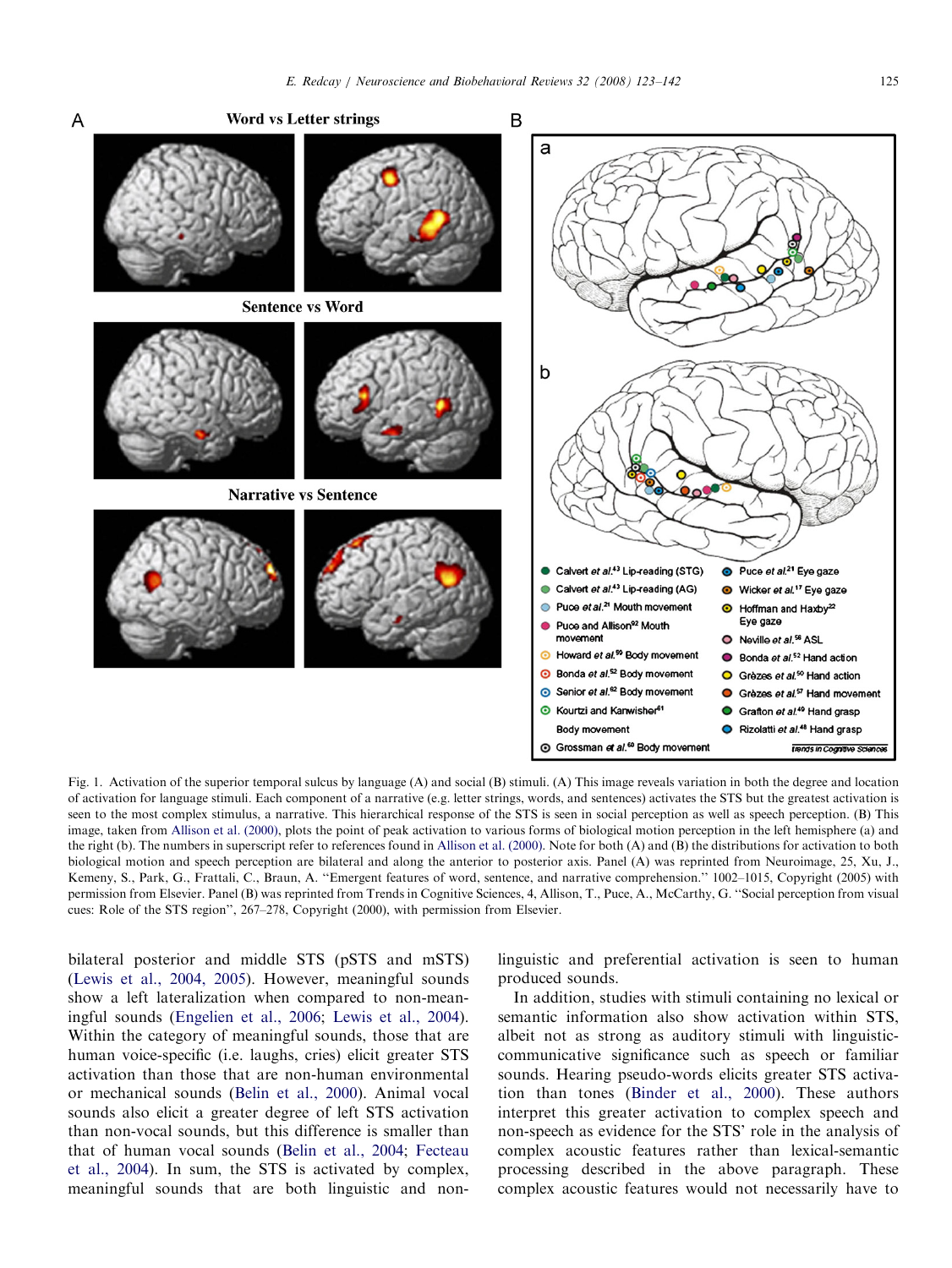Fig. 1. Activation of the superior temporal sulcus by language (A) and social (B) stimuli. (A) This image reveals variation in both the degree and location of activation for language stimuli. Each component of a narrative (e.g. letter strings, words, and sentences) activates the STS but the greatest activation is seen to the most complex stimulus, a narrative. This hierarchical response of the STS is seen in social perception as well as speech perception. (B) This image, taken from Allison et al. (2000), plots the point of peak activation to various forms of biological motion perception in the left hemisphere (a) and the right (b). The numbers in superscript refer to references found in Allison et al. (2000). Note for both (A) and (B) the distributions for activation to both biological motion and speech perception are bilateral and along the anterior to posterior axis. Panel (A) was reprinted from Neuroimage, 25, Xu, J., Kemeny, S., Park, G., Frattali, C., Braun, A. "Emergent features of word, sentence, and narrative comprehension." 1002–1015, Copyright (2005) with permission from Elsevier. Panel (B) was reprinted from Trends in Cognitive Sciences, 4, Allison, T., Puce, A., McCarthy, G. "Social perception from visual cues: Role of the STS region", 267–278, Copyright (2000), with permission from Elsevier.

bilateral posterior and middle STS (pSTS and mSTS) (Lewis et al., 2004, 2005). However, meaningful sounds show a left lateralization when compared to non-meaningful sounds (Engelien et al., 2006; Lewis et al., 2004). Within the category of meaningful sounds, those that are human voice-specific (i.e. laughs, cries) elicit greater STS activation than those that are non-human environmental or mechanical sounds (Belin et al., 2000). Animal vocal sounds also elicit a greater degree of left STS activation than non-vocal sounds, but this difference is smaller than that of human vocal sounds (Belin et al., 2004; Fecteau et al., 2004). In sum, the STS is activated by complex, meaningful sounds that are both linguistic and non-linguistic and preferential activation is seen to human produced sounds.

In addition, studies with stimuli containing no lexical or semantic information also show activation within STS, albeit not as strong as auditory stimuli with linguistic-communicative significance such as speech or familiar sounds. Hearing pseudo-words elicits greater STS activation than tones (Binder et al., 2000). These authors interpret this greater activation to complex speech and non-speech as evidence for the STS' role in the analysis of complex acoustic features rather than lexical-semantic processing described in the above paragraph. These complex acoustic features would not necessarily have to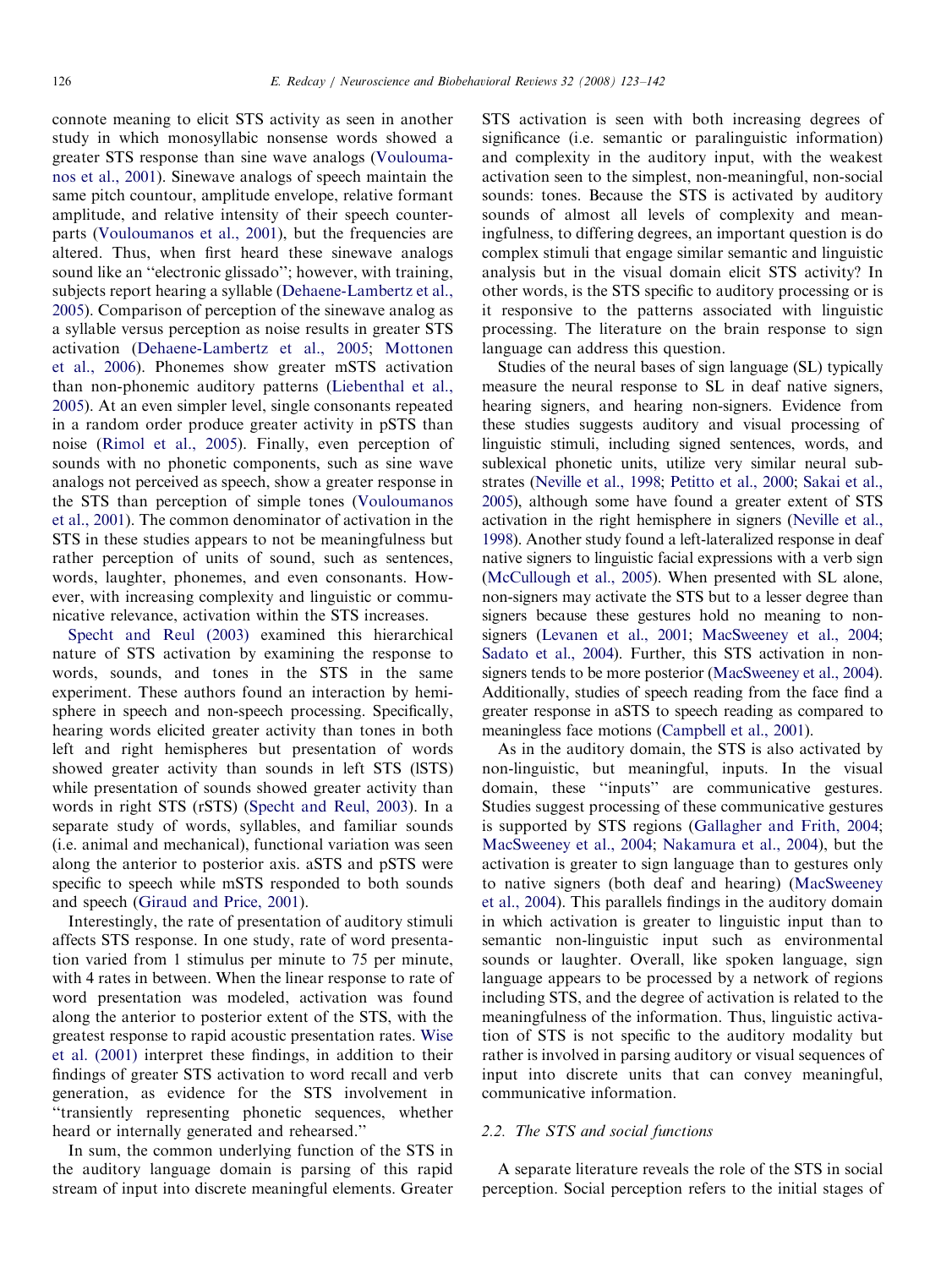connote meaning to elicit STS activity as seen in another study in which monosyllabic nonsense words showed a greater STS response than sine wave analogs (Vouloumanos et al., 2001). Sinewave analogs of speech maintain the same pitch countour, amplitude envelope, relative formant amplitude, and relative intensity of their speech counterparts (Vouloumanos et al., 2001), but the frequencies are altered. Thus, when first heard these sinewave analogs sound like an ''electronic glissado''; however, with training, subjects report hearing a syllable (Dehaene-Lambertz et al., 2005). Comparison of perception of the sinewave analog as a syllable versus perception as noise results in greater STS activation (Dehaene-Lambertz et al., 2005; Mottonen et al., 2006). Phonemes show greater mSTS activation than non-phonemic auditory patterns (Liebenthal et al., 2005). At an even simpler level, single consonants repeated in a random order produce greater activity in pSTS than noise (Rimol et al., 2005). Finally, even perception of sounds with no phonetic components, such as sine wave analogs not perceived as speech, show a greater response in the STS than perception of simple tones (Vouloumanos et al., 2001). The common denominator of activation in the STS in these studies appears to not be meaningfulness but rather perception of units of sound, such as sentences, words, laughter, phonemes, and even consonants. However, with increasing complexity and linguistic or communicative relevance, activation within the STS increases.

Specht and Reul (2003) examined this hierarchical nature of STS activation by examining the response to words, sounds, and tones in the STS in the same experiment. These authors found an interaction by hemisphere in speech and non-speech processing. Specifically, hearing words elicited greater activity than tones in both left and right hemispheres but presentation of words showed greater activity than sounds in left STS (lSTS) while presentation of sounds showed greater activity than words in right STS (rSTS) (Specht and Reul, 2003). In a separate study of words, syllables, and familiar sounds (i.e. animal and mechanical), functional variation was seen along the anterior to posterior axis. aSTS and pSTS were specific to speech while mSTS responded to both sounds and speech (Giraud and Price, 2001).

Interestingly, the rate of presentation of auditory stimuli affects STS response. In one study, rate of word presentation varied from 1 stimulus per minute to 75 per minute, with 4 rates in between. When the linear response to rate of word presentation was modeled, activation was found along the anterior to posterior extent of the STS, with the greatest response to rapid acoustic presentation rates. Wise et al. (2001) interpret these findings, in addition to their findings of greater STS activation to word recall and verb generation, as evidence for the STS involvement in ''transiently representing phonetic sequences, whether heard or internally generated and rehearsed.''

In sum, the common underlying function of the STS in the auditory language domain is parsing of this rapid stream of input into discrete meaningful elements. Greater STS activation is seen with both increasing degrees of significance (i.e. semantic or paralinguistic information) and complexity in the auditory input, with the weakest activation seen to the simplest, non-meaningful, non-social sounds: tones. Because the STS is activated by auditory sounds of almost all levels of complexity and meaningfulness, to differing degrees, an important question is do complex stimuli that engage similar semantic and linguistic analysis but in the visual domain elicit STS activity? In other words, is the STS specific to auditory processing or is it responsive to the patterns associated with linguistic processing. The literature on the brain response to sign language can address this question.

Studies of the neural bases of sign language (SL) typically measure the neural response to SL in deaf native signers, hearing signers, and hearing non-signers. Evidence from these studies suggests auditory and visual processing of linguistic stimuli, including signed sentences, words, and sublexical phonetic units, utilize very similar neural substrates (Neville et al., 1998; Petitto et al., 2000; Sakai et al., 2005), although some have found a greater extent of STS activation in the right hemisphere in signers (Neville et al., 1998). Another study found a left-lateralized response in deaf native signers to linguistic facial expressions with a verb sign (McCullough et al., 2005). When presented with SL alone, non-signers may activate the STS but to a lesser degree than signers because these gestures hold no meaning to non-signers (Levanen et al., 2001; MacSweeney et al., 2004; Sadato et al., 2004). Further, this STS activation in non-signers tends to be more posterior (MacSweeney et al., 2004). Additionally, studies of speech reading from the face find a greater response in aSTS to speech reading as compared to meaningless face motions (Campbell et al., 2001).

As in the auditory domain, the STS is also activated by non-linguistic, but meaningful, inputs. In the visual domain, these ''inputs'' are communicative gestures. Studies suggest processing of these communicative gestures is supported by STS regions (Gallagher and Frith, 2004; MacSweeney et al., 2004; Nakamura et al., 2004), but the activation is greater to sign language than to gestures only to native signers (both deaf and hearing) (MacSweeney et al., 2004). This parallels findings in the auditory domain in which activation is greater to linguistic input than to semantic non-linguistic input such as environmental sounds or laughter. Overall, like spoken language, sign language appears to be processed by a network of regions including STS, and the degree of activation is related to the meaningfulness of the information. Thus, linguistic activation of STS is not specific to the auditory modality but rather is involved in parsing auditory or visual sequences of input into discrete units that can convey meaningful, communicative information.

### 2.2. The STS and social functions

A separate literature reveals the role of the STS in social perception. Social perception refers to the initial stages of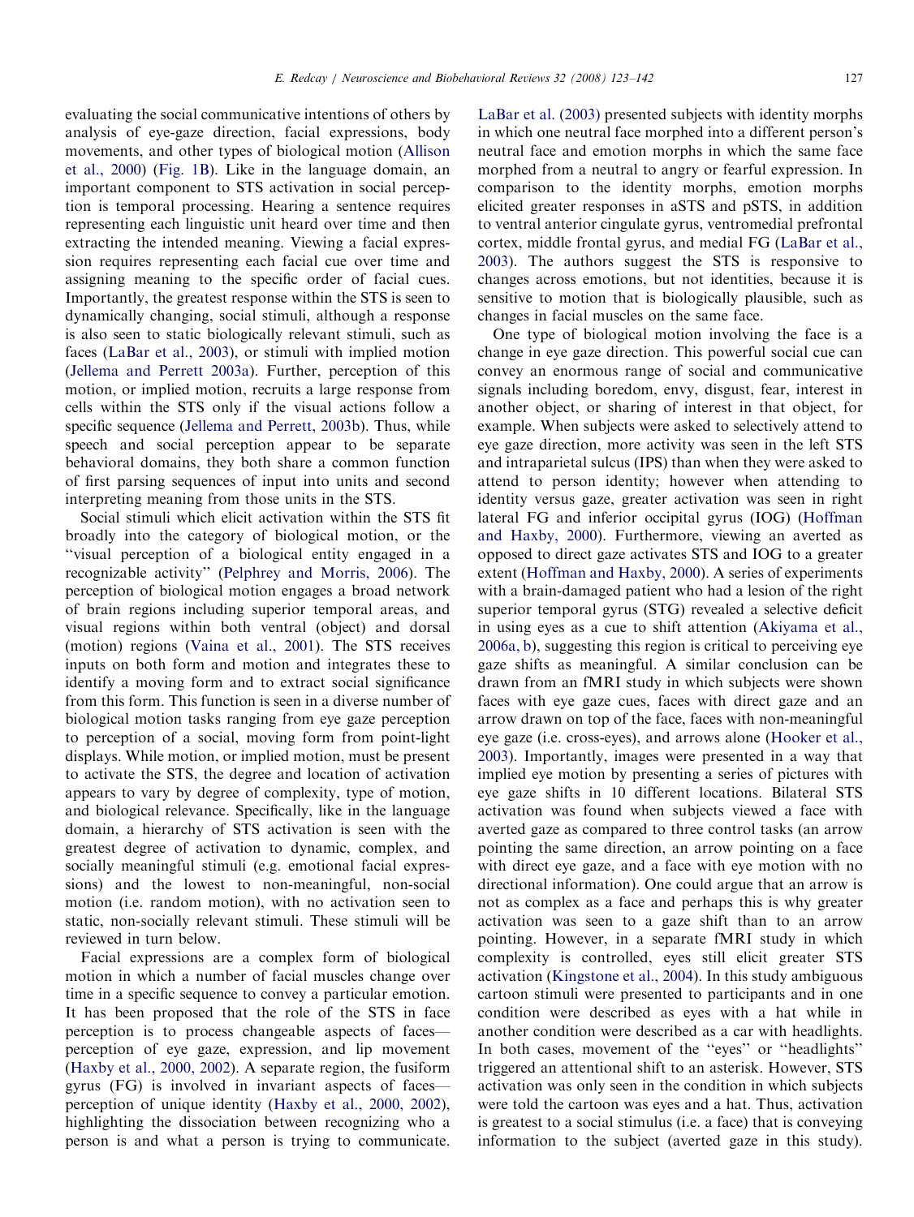evaluating the social communicative intentions of others by analysis of eye-gaze direction, facial expressions, body movements, and other types of biological motion (Allison et al., 2000) (Fig. 1B). Like in the language domain, an important component to STS activation in social perception is temporal processing. Hearing a sentence requires representing each linguistic unit heard over time and then extracting the intended meaning. Viewing a facial expression requires representing each facial cue over time and assigning meaning to the specific order of facial cues. Importantly, the greatest response within the STS is seen to dynamically changing, social stimuli, although a response is also seen to static biologically relevant stimuli, such as faces (LaBar et al., 2003), or stimuli with implied motion (Jellema and Perrett 2003a). Further, perception of this motion, or implied motion, recruits a large response from cells within the STS only if the visual actions follow a specific sequence (Jellema and Perrett, 2003b). Thus, while speech and social perception appear to be separate behavioral domains, they both share a common function of first parsing sequences of input into units and second interpreting meaning from those units in the STS.

Social stimuli which elicit activation within the STS fit broadly into the category of biological motion, or the "visual perception of a biological entity engaged in a recognizable activity" (Pelphrey and Morris, 2006). The perception of biological motion engages a broad network of brain regions including superior temporal areas, and visual regions within both ventral (object) and dorsal (motion) regions (Vaina et al., 2001). The STS receives inputs on both form and motion and integrates these to identify a moving form and to extract social significance from this form. This function is seen in a diverse number of biological motion tasks ranging from eye gaze perception to perception of a social, moving form from point-light displays. While motion, or implied motion, must be present to activate the STS, the degree and location of activation appears to vary by degree of complexity, type of motion, and biological relevance. Specifically, like in the language domain, a hierarchy of STS activation is seen with the greatest degree of activation to dynamic, complex, and socially meaningful stimuli (e.g. emotional facial expressions) and the lowest to non-meaningful, non-social motion (i.e. random motion), with no activation seen to static, non-socially relevant stimuli. These stimuli will be reviewed in turn below.

Facial expressions are a complex form of biological motion in which a number of facial muscles change over time in a specific sequence to convey a particular emotion. It has been proposed that the role of the STS in face perception is to process changeable aspects of faces—perception of eye gaze, expression, and lip movement (Haxby et al., 2000, 2002). A separate region, the fusiform gyrus (FG) is involved in invariant aspects of faces—perception of unique identity (Haxby et al., 2000, 2002), highlighting the dissociation between recognizing who a person is and what a person is trying to communicate. LaBar et al. (2003) presented subjects with identity morphs in which one neutral face morphed into a different person's neutral face and emotion morphs in which the same face morphed from a neutral to angry or fearful expression. In comparison to the identity morphs, emotion morphs elicited greater responses in aSTS and pSTS, in addition to ventral anterior cingulate gyrus, ventromedial prefrontal cortex, middle frontal gyrus, and medial FG (LaBar et al., 2003). The authors suggest the STS is responsive to changes across emotions, but not identities, because it is sensitive to motion that is biologically plausible, such as changes in facial muscles on the same face.

One type of biological motion involving the face is a change in eye gaze direction. This powerful social cue can convey an enormous range of social and communicative signals including boredom, envy, disgust, fear, interest in another object, or sharing of interest in that object, for example. When subjects were asked to selectively attend to eye gaze direction, more activity was seen in the left STS and intraparietal sulcus (IPS) than when they were asked to attend to person identity; however when attending to identity versus gaze, greater activation was seen in right lateral FG and inferior occipital gyrus (IOG) (Hoffman and Haxby, 2000). Furthermore, viewing an averted as opposed to direct gaze activates STS and IOG to a greater extent (Hoffman and Haxby, 2000). A series of experiments with a brain-damaged patient who had a lesion of the right superior temporal gyrus (STG) revealed a selective deficit in using eyes as a cue to shift attention (Akiyama et al., 2006a, b), suggesting this region is critical to perceiving eye gaze shifts as meaningful. A similar conclusion can be drawn from an fMRI study in which subjects were shown faces with eye gaze cues, faces with direct gaze and an arrow drawn on top of the face, faces with non-meaningful eye gaze (i.e. cross-eyes), and arrows alone (Hooker et al., 2003). Importantly, images were presented in a way that implied eye motion by presenting a series of pictures with eye gaze shifts in 10 different locations. Bilateral STS activation was found when subjects viewed a face with averted gaze as compared to three control tasks (an arrow pointing the same direction, an arrow pointing on a face with direct eye gaze, and a face with eye motion with no directional information). One could argue that an arrow is not as complex as a face and perhaps this is why greater activation was seen to a gaze shift than to an arrow pointing. However, in a separate fMRI study in which complexity is controlled, eyes still elicit greater STS activation (Kingstone et al., 2004). In this study ambiguous cartoon stimuli were presented to participants and in one condition were described as eyes with a hat while in another condition were described as a car with headlights. In both cases, movement of the "eyes" or "headlights" triggered an attentional shift to an asterisk. However, STS activation was only seen in the condition in which subjects were told the cartoon was eyes and a hat. Thus, activation is greatest to a social stimulus (i.e. a face) that is conveying information to the subject (averted gaze in this study).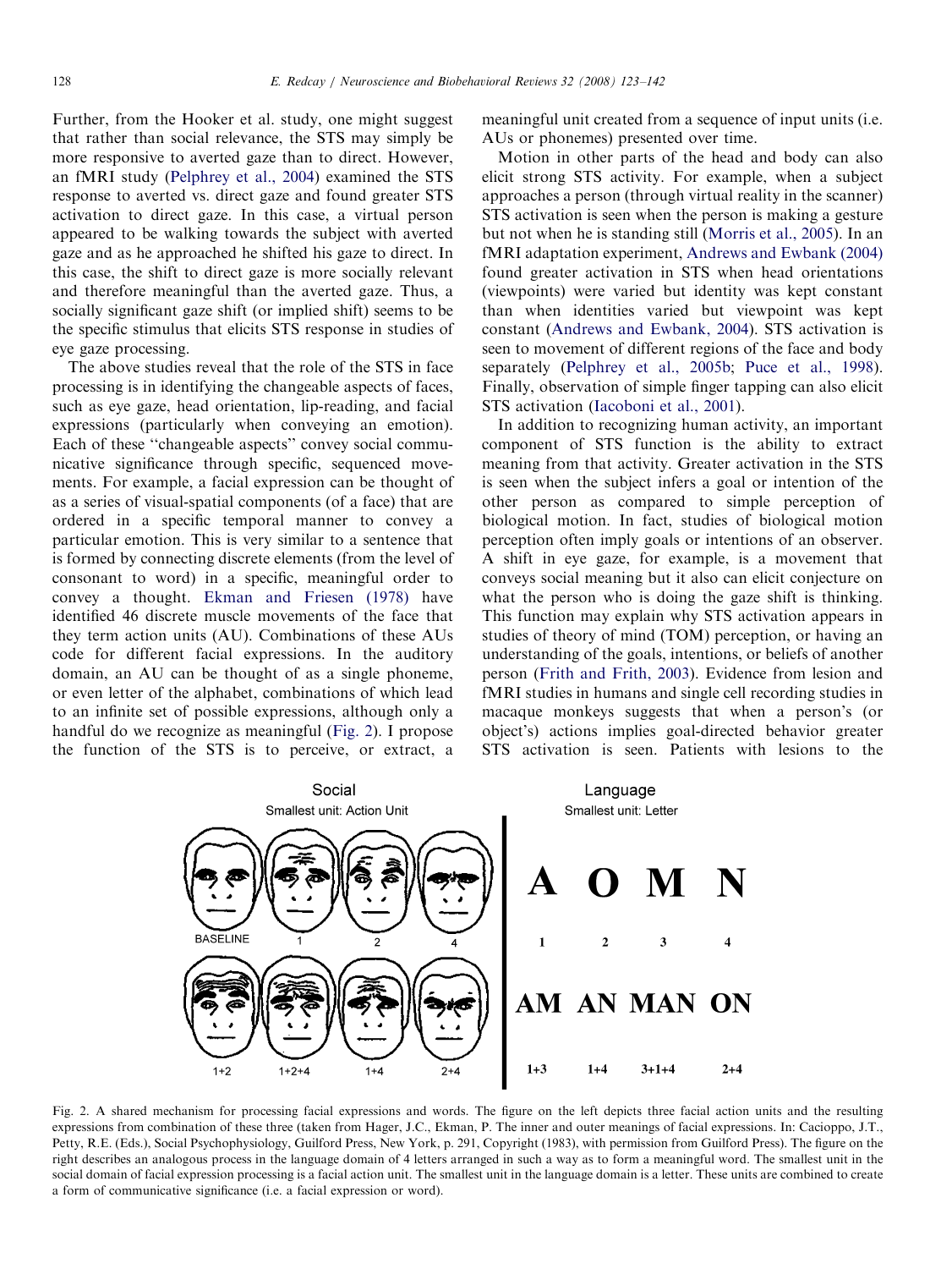Further, from the Hooker et al. study, one might suggest that rather than social relevance, the STS may simply be more responsive to averted gaze than to direct. However, an fMRI study (Pelphrey et al., 2004) examined the STS response to averted vs. direct gaze and found greater STS activation to direct gaze. In this case, a virtual person appeared to be walking towards the subject with averted gaze and as he approached he shifted his gaze to direct. In this case, the shift to direct gaze is more socially relevant and therefore meaningful than the averted gaze. Thus, a socially significant gaze shift (or implied shift) seems to be the specific stimulus that elicits STS response in studies of eye gaze processing.

The above studies reveal that the role of the STS in face processing is in identifying the changeable aspects of faces, such as eye gaze, head orientation, lip-reading, and facial expressions (particularly when conveying an emotion). Each of these "changeable aspects" convey social communicative significance through specific, sequenced movements. For example, a facial expression can be thought of as a series of visual-spatial components (of a face) that are ordered in a specific temporal manner to convey a particular emotion. This is very similar to a sentence that is formed by connecting discrete elements (from the level of consonant to word) in a specific, meaningful order to convey a thought. Ekman and Friesen (1978) have identified 46 discrete muscle movements of the face that they term action units (AU). Combinations of these AUs code for different facial expressions. In the auditory domain, an AU can be thought of as a single phoneme, or even letter of the alphabet, combinations of which lead to an infinite set of possible expressions, although only a handful do we recognize as meaningful (Fig. 2). I propose the function of the STS is to perceive, or extract, a meaningful unit created from a sequence of input units (i.e. AUs or phonemes) presented over time.

Motion in other parts of the head and body can also elicit strong STS activity. For example, when a subject approaches a person (through virtual reality in the scanner) STS activation is seen when the person is making a gesture but not when he is standing still (Morris et al., 2005). In an fMRI adaptation experiment, Andrews and Ewbank (2004) found greater activation in STS when head orientations (viewpoints) were varied but identity was kept constant than when identities varied but viewpoint was kept constant (Andrews and Ewbank, 2004). STS activation is seen to movement of different regions of the face and body separately (Pelphrey et al., 2005b; Puce et al., 1998). Finally, observation of simple finger tapping can also elicit STS activation (Iacoboni et al., 2001).

In addition to recognizing human activity, an important component of STS function is the ability to extract meaning from that activity. Greater activation in the STS is seen when the subject infers a goal or intention of the other person as compared to simple perception of biological motion. In fact, studies of biological motion perception often imply goals or intentions of an observer. A shift in eye gaze, for example, is a movement that conveys social meaning but it also can elicit conjecture on what the person who is doing the gaze shift is thinking. This function may explain why STS activation appears in studies of theory of mind (TOM) perception, or having an understanding of the goals, intentions, or beliefs of another person (Frith and Frith, 2003). Evidence from lesion and fMRI studies in humans and single cell recording studies in macaque monkeys suggests that when a person's (or object's) actions implies goal-directed behavior greater STS activation is seen. Patients with lesions to the

Fig. 2. A shared mechanism for processing facial expressions and words. The figure on the left depicts three facial action units and the resulting expressions from combination of these three (taken from Hager, J.C., Ekman, P. The inner and outer meanings of facial expressions. In: Cacioppo, J.T., Petty, R.E. (Eds.), Social Psychophysiology, Guilford Press, New York, p. 291, Copyright (1983), with permission from Guilford Press). The figure on the right describes an analogous process in the language domain of 4 letters arranged in such a way as to form a meaningful word. The smallest unit in the social domain of facial expression processing is a facial action unit. The smallest unit in the language domain is a letter. These units are combined to create a form of communicative significance (i.e. a facial expression or word).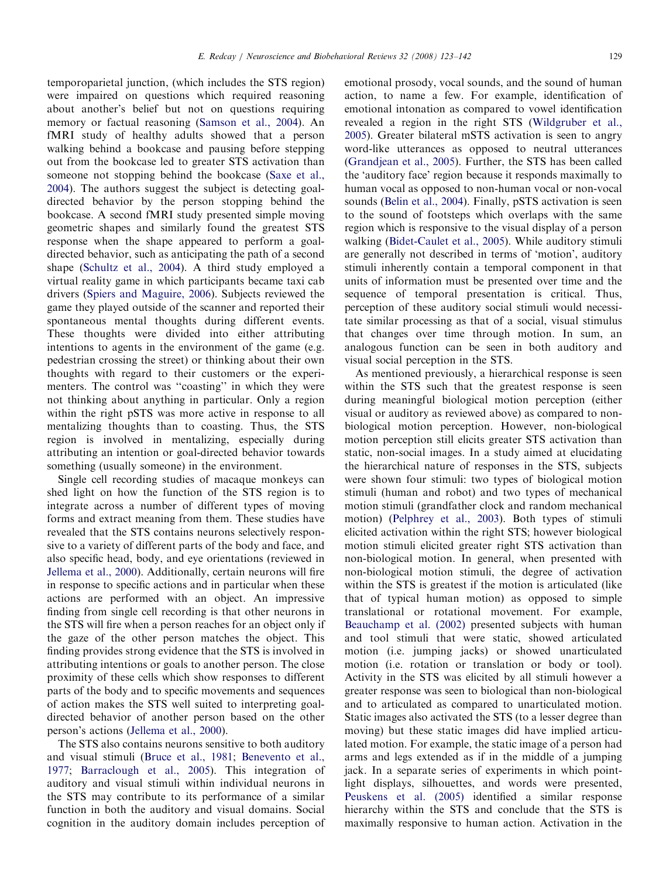temporoparietal junction, (which includes the STS region) were impaired on questions which required reasoning about another's belief but not on questions requiring memory or factual reasoning (Samson et al., 2004). An fMRI study of healthy adults showed that a person walking behind a bookcase and pausing before stepping out from the bookcase led to greater STS activation than someone not stopping behind the bookcase (Saxe et al., 2004). The authors suggest the subject is detecting goal-directed behavior by the person stopping behind the bookcase. A second fMRI study presented simple moving geometric shapes and similarly found the greatest STS response when the shape appeared to perform a goal-directed behavior, such as anticipating the path of a second shape (Schultz et al., 2004). A third study employed a virtual reality game in which participants became taxi cab drivers (Spiers and Maguire, 2006). Subjects reviewed the game they played outside of the scanner and reported their spontaneous mental thoughts during different events. These thoughts were divided into either attributing intentions to agents in the environment of the game (e.g. pedestrian crossing the street) or thinking about their own thoughts with regard to their customers or the experimenters. The control was "coasting" in which they were not thinking about anything in particular. Only a region within the right pSTS was more active in response to all mentalizing thoughts than to coasting. Thus, the STS region is involved in mentalizing, especially during attributing an intention or goal-directed behavior towards something (usually someone) in the environment.

Single cell recording studies of macaque monkeys can shed light on how the function of the STS region is to integrate across a number of different types of moving forms and extract meaning from them. These studies have revealed that the STS contains neurons selectively responsive to a variety of different parts of the body and face, and also specific head, body, and eye orientations (reviewed in Jellema et al., 2000). Additionally, certain neurons will fire in response to specific actions and in particular when these actions are performed with an object. An impressive finding from single cell recording is that other neurons in the STS will fire when a person reaches for an object only if the gaze of the other person matches the object. This finding provides strong evidence that the STS is involved in attributing intentions or goals to another person. The close proximity of these cells which show responses to different parts of the body and to specific movements and sequences of action makes the STS well suited to interpreting goal-directed behavior of another person based on the other person's actions (Jellema et al., 2000).

The STS also contains neurons sensitive to both auditory and visual stimuli (Bruce et al., 1981; Benevento et al., 1977; Barraclough et al., 2005). This integration of auditory and visual stimuli within individual neurons in the STS may contribute to its performance of a similar function in both the auditory and visual domains. Social cognition in the auditory domain includes perception of emotional prosody, vocal sounds, and the sound of human action, to name a few. For example, identification of emotional intonation as compared to vowel identification revealed a region in the right STS (Wildgruber et al., 2005). Greater bilateral mSTS activation is seen to angry word-like utterances as opposed to neutral utterances (Grandjean et al., 2005). Further, the STS has been called the 'auditory face' region because it responds maximally to human vocal as opposed to non-human vocal or non-vocal sounds (Belin et al., 2004). Finally, pSTS activation is seen to the sound of footsteps which overlaps with the same region which is responsive to the visual display of a person walking (Bidet-Caulet et al., 2005). While auditory stimuli are generally not described in terms of 'motion', auditory stimuli inherently contain a temporal component in that units of information must be presented over time and the sequence of temporal presentation is critical. Thus, perception of these auditory social stimuli would necessitate similar processing as that of a social, visual stimulus that changes over time through motion. In sum, an analogous function can be seen in both auditory and visual social perception in the STS.

As mentioned previously, a hierarchical response is seen within the STS such that the greatest response is seen during meaningful biological motion perception (either visual or auditory as reviewed above) as compared to non-biological motion perception. However, non-biological motion perception still elicits greater STS activation than static, non-social images. In a study aimed at elucidating the hierarchical nature of responses in the STS, subjects were shown four stimuli: two types of biological motion stimuli (human and robot) and two types of mechanical motion stimuli (grandfather clock and random mechanical motion) (Pelphrey et al., 2003). Both types of stimuli elicited activation within the right STS; however biological motion stimuli elicited greater right STS activation than non-biological motion. In general, when presented with non-biological motion stimuli, the degree of activation within the STS is greatest if the motion is articulated (like that of typical human motion) as opposed to simple translational or rotational movement. For example, Beauchamp et al. (2002) presented subjects with human and tool stimuli that were static, showed articulated motion (i.e. jumping jacks) or showed unarticulated motion (i.e. rotation or translation or body or tool). Activity in the STS was elicited by all stimuli however a greater response was seen to biological than non-biological and to articulated as compared to unarticulated motion. Static images also activated the STS (to a lesser degree than moving) but these static images did have implied articulated motion. For example, the static image of a person had arms and legs extended as if in the middle of a jumping jack. In a separate series of experiments in which point-light displays, silhouettes, and words were presented, Peuskens et al. (2005) identified a similar response hierarchy within the STS and conclude that the STS is maximally responsive to human action. Activation in the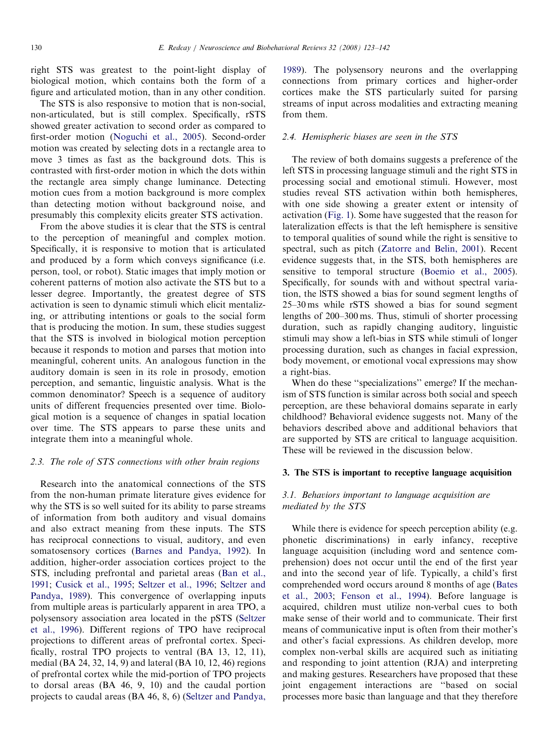right STS was greatest to the point-light display of biological motion, which contains both the form of a figure and articulated motion, than in any other condition.

The STS is also responsive to motion that is non-social, non-articulated, but is still complex. Specifically, rSTS showed greater activation to second order as compared to first-order motion (Noguchi et al., 2005). Second-order motion was created by selecting dots in a rectangle area to move 3 times as fast as the background dots. This is contrasted with first-order motion in which the dots within the rectangle area simply change luminance. Detecting motion cues from a motion background is more complex than detecting motion without background noise, and presumably this complexity elicits greater STS activation.

From the above studies it is clear that the STS is central to the perception of meaningful and complex motion. Specifically, it is responsive to motion that is articulated and produced by a form which conveys significance (i.e. person, tool, or robot). Static images that imply motion or coherent patterns of motion also activate the STS but to a lesser degree. Importantly, the greatest degree of STS activation is seen to dynamic stimuli which elicit mentalizing, or attributing intentions or goals to the social form that is producing the motion. In sum, these studies suggest that the STS is involved in biological motion perception because it responds to motion and parses that motion into meaningful, coherent units. An analogous function in the auditory domain is seen in its role in prosody, emotion perception, and semantic, linguistic analysis. What is the common denominator? Speech is a sequence of auditory units of different frequencies presented over time. Biological motion is a sequence of changes in spatial location over time. The STS appears to parse these units and integrate them into a meaningful whole.

### 2.3. The role of STS connections with other brain regions

Research into the anatomical connections of the STS from the non-human primate literature gives evidence for why the STS is so well suited for its ability to parse streams of information from both auditory and visual domains and also extract meaning from these inputs. The STS has reciprocal connections to visual, auditory, and even somatosensory cortices (Barnes and Pandya, 1992). In addition, higher-order association cortices project to the STS, including prefrontal and parietal areas (Ban et al., 1991; Cusick et al., 1995; Seltzer et al., 1996; Seltzer and Pandya, 1989). This convergence of overlapping inputs from multiple areas is particularly apparent in area TPO, a polysensory association area located in the pSTS (Seltzer et al., 1996). Different regions of TPO have reciprocal projections to different areas of prefrontal cortex. Specifically, rostral TPO projects to ventral (BA 13, 12, 11), medial (BA 24, 32, 14, 9) and lateral (BA 10, 12, 46) regions of prefrontal cortex while the mid-portion of TPO projects to dorsal areas (BA 46, 9, 10) and the caudal portion projects to caudal areas (BA 46, 8, 6) (Seltzer and Pandya, 1989). The polysensory neurons and the overlapping connections from primary cortices and higher-order cortices make the STS particularly suited for parsing streams of input across modalities and extracting meaning from them.

### 2.4. Hemispheric biases are seen in the STS

The review of both domains suggests a preference of the left STS in processing language stimuli and the right STS in processing social and emotional stimuli. However, most studies reveal STS activation within both hemispheres, with one side showing a greater extent or intensity of activation (Fig. 1). Some have suggested that the reason for lateralization effects is that the left hemisphere is sensitive to temporal qualities of sound while the right is sensitive to spectral, such as pitch (Zatorre and Belin, 2001). Recent evidence suggests that, in the STS, both hemispheres are sensitive to temporal structure (Boemio et al., 2005). Specifically, for sounds with and without spectral variation, the lSTS showed a bias for sound segment lengths of 25–30 ms while rSTS showed a bias for sound segment lengths of 200–300 ms. Thus, stimuli of shorter processing duration, such as rapidly changing auditory, linguistic stimuli may show a left-bias in STS while stimuli of longer processing duration, such as changes in facial expression, body movement, or emotional vocal expressions may show a right-bias.

When do these "specializations" emerge? If the mechanism of STS function is similar across both social and speech perception, are these behavioral domains separate in early childhood? Behavioral evidence suggests not. Many of the behaviors described above and additional behaviors that are supported by STS are critical to language acquisition. These will be reviewed in the discussion below.

## 3. The STS is important to receptive language acquisition

### 3.1. Behaviors important to language acquisition are mediated by the STS

While there is evidence for speech perception ability (e.g. phonetic discriminations) in early infancy, receptive language acquisition (including word and sentence comprehension) does not occur until the end of the first year and into the second year of life. Typically, a child's first comprehended word occurs around 8 months of age (Bates et al., 2003; Fenson et al., 1994). Before language is acquired, children must utilize non-verbal cues to both make sense of their world and to communicate. Their first means of communicative input is often from their mother's and other's facial expressions. As children develop, more complex non-verbal skills are acquired such as initiating and responding to joint attention (RJA) and interpreting and making gestures. Researchers have proposed that these joint engagement interactions are "based on social processes more basic than language and that they therefore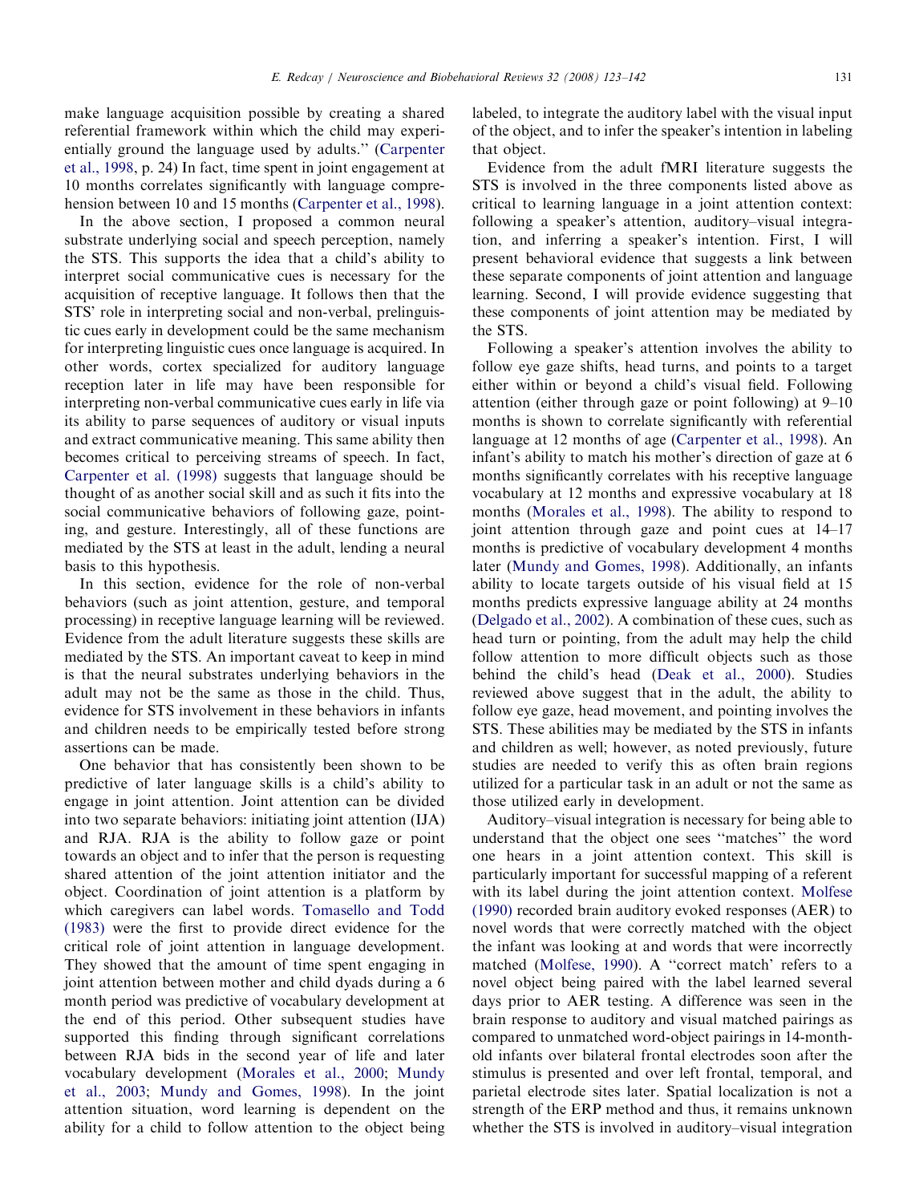make language acquisition possible by creating a shared referential framework within which the child may experientially ground the language used by adults.'' (Carpenter et al., 1998, p. 24) In fact, time spent in joint engagement at 10 months correlates significantly with language comprehension between 10 and 15 months (Carpenter et al., 1998).

In the above section, I proposed a common neural substrate underlying social and speech perception, namely the STS. This supports the idea that a child's ability to interpret social communicative cues is necessary for the acquisition of receptive language. It follows then that the STS' role in interpreting social and non-verbal, prelinguistic cues early in development could be the same mechanism for interpreting linguistic cues once language is acquired. In other words, cortex specialized for auditory language reception later in life may have been responsible for interpreting non-verbal communicative cues early in life via its ability to parse sequences of auditory or visual inputs and extract communicative meaning. This same ability then becomes critical to perceiving streams of speech. In fact, Carpenter et al. (1998) suggests that language should be thought of as another social skill and as such it fits into the social communicative behaviors of following gaze, pointing, and gesture. Interestingly, all of these functions are mediated by the STS at least in the adult, lending a neural basis to this hypothesis.

In this section, evidence for the role of non-verbal behaviors (such as joint attention, gesture, and temporal processing) in receptive language learning will be reviewed. Evidence from the adult literature suggests these skills are mediated by the STS. An important caveat to keep in mind is that the neural substrates underlying behaviors in the adult may not be the same as those in the child. Thus, evidence for STS involvement in these behaviors in infants and children needs to be empirically tested before strong assertions can be made.

One behavior that has consistently been shown to be predictive of later language skills is a child's ability to engage in joint attention. Joint attention can be divided into two separate behaviors: initiating joint attention (IJA) and RJA. RJA is the ability to follow gaze or point towards an object and to infer that the person is requesting shared attention of the joint attention initiator and the object. Coordination of joint attention is a platform by which caregivers can label words. Tomasello and Todd (1983) were the first to provide direct evidence for the critical role of joint attention in language development. They showed that the amount of time spent engaging in joint attention between mother and child dyads during a 6 month period was predictive of vocabulary development at the end of this period. Other subsequent studies have supported this finding through significant correlations between RJA bids in the second year of life and later vocabulary development (Morales et al., 2000; Mundy et al., 2003; Mundy and Gomes, 1998). In the joint attention situation, word learning is dependent on the ability for a child to follow attention to the object being labeled, to integrate the auditory label with the visual input of the object, and to infer the speaker's intention in labeling that object.

Evidence from the adult fMRI literature suggests the STS is involved in the three components listed above as critical to learning language in a joint attention context: following a speaker's attention, auditory–visual integration, and inferring a speaker's intention. First, I will present behavioral evidence that suggests a link between these separate components of joint attention and language learning. Second, I will provide evidence suggesting that these components of joint attention may be mediated by the STS.

Following a speaker's attention involves the ability to follow eye gaze shifts, head turns, and points to a target either within or beyond a child's visual field. Following attention (either through gaze or point following) at 9–10 months is shown to correlate significantly with referential language at 12 months of age (Carpenter et al., 1998). An infant's ability to match his mother's direction of gaze at 6 months significantly correlates with his receptive language vocabulary at 12 months and expressive vocabulary at 18 months (Morales et al., 1998). The ability to respond to joint attention through gaze and point cues at 14–17 months is predictive of vocabulary development 4 months later (Mundy and Gomes, 1998). Additionally, an infants ability to locate targets outside of his visual field at 15 months predicts expressive language ability at 24 months (Delgado et al., 2002). A combination of these cues, such as head turn or pointing, from the adult may help the child follow attention to more difficult objects such as those behind the child's head (Deak et al., 2000). Studies reviewed above suggest that in the adult, the ability to follow eye gaze, head movement, and pointing involves the STS. These abilities may be mediated by the STS in infants and children as well; however, as noted previously, future studies are needed to verify this as often brain regions utilized for a particular task in an adult or not the same as those utilized early in development.

Auditory–visual integration is necessary for being able to understand that the object one sees ''matches'' the word one hears in a joint attention context. This skill is particularly important for successful mapping of a referent with its label during the joint attention context. Molfese (1990) recorded brain auditory evoked responses (AER) to novel words that were correctly matched with the object the infant was looking at and words that were incorrectly matched (Molfese, 1990). A ''correct match' refers to a novel object being paired with the label learned several days prior to AER testing. A difference was seen in the brain response to auditory and visual matched pairings as compared to unmatched word-object pairings in 14-month-old infants over bilateral frontal electrodes soon after the stimulus is presented and over left frontal, temporal, and parietal electrode sites later. Spatial localization is not a strength of the ERP method and thus, it remains unknown whether the STS is involved in auditory–visual integration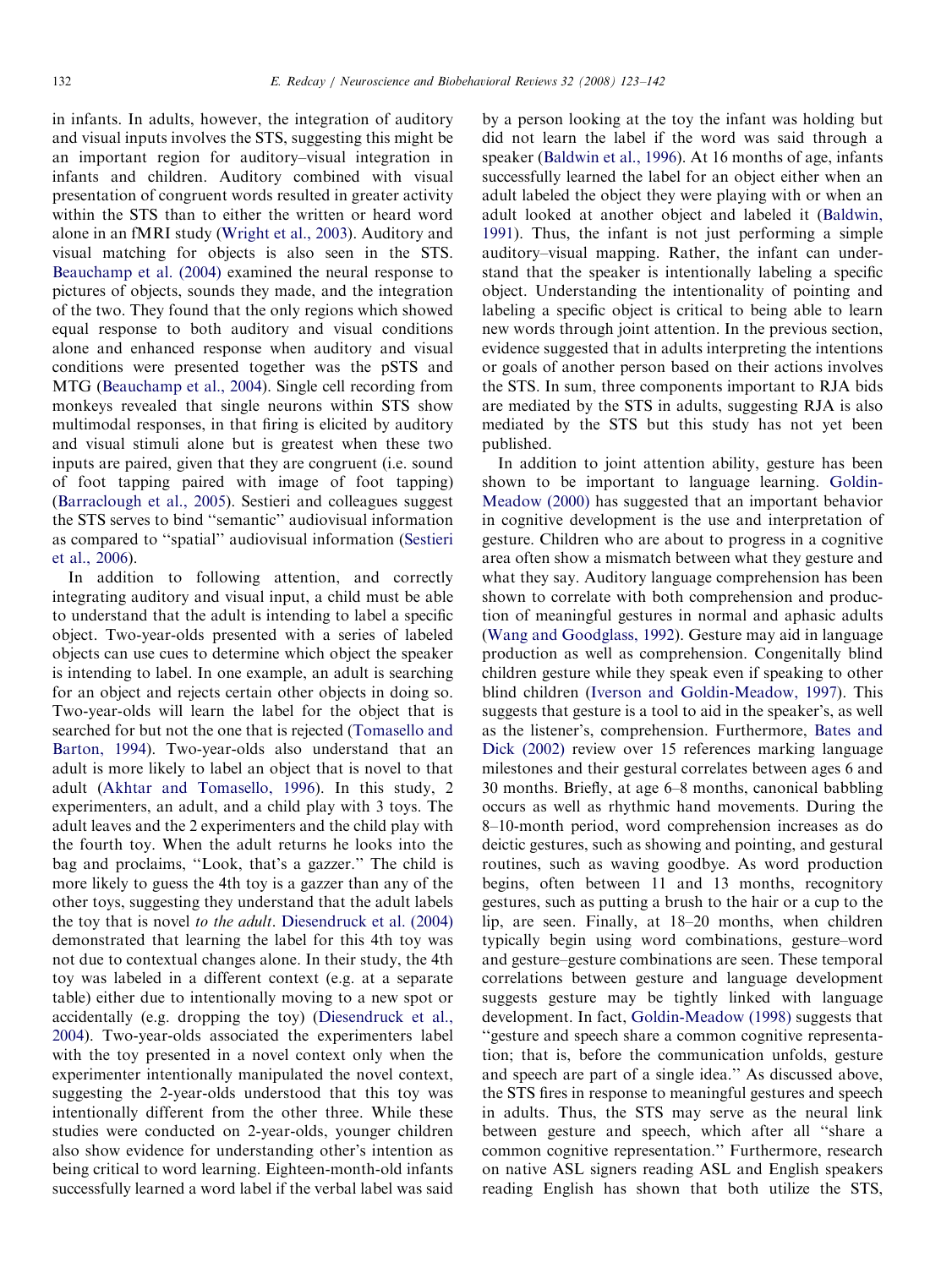in infants. In adults, however, the integration of auditory and visual inputs involves the STS, suggesting this might be an important region for auditory–visual integration in infants and children. Auditory combined with visual presentation of congruent words resulted in greater activity within the STS than to either the written or heard word alone in an fMRI study (Wright et al., 2003). Auditory and visual matching for objects is also seen in the STS. Beauchamp et al. (2004) examined the neural response to pictures of objects, sounds they made, and the integration of the two. They found that the only regions which showed equal response to both auditory and visual conditions alone and enhanced response when auditory and visual conditions were presented together was the pSTS and MTG (Beauchamp et al., 2004). Single cell recording from monkeys revealed that single neurons within STS show multimodal responses, in that firing is elicited by auditory and visual stimuli alone but is greatest when these two inputs are paired, given that they are congruent (i.e. sound of foot tapping paired with image of foot tapping) (Barraclough et al., 2005). Sestieri and colleagues suggest the STS serves to bind "semantic" audiovisual information as compared to "spatial" audiovisual information (Sestieri et al., 2006).

In addition to following attention, and correctly integrating auditory and visual input, a child must be able to understand that the adult is intending to label a specific object. Two-year-olds presented with a series of labeled objects can use cues to determine which object the speaker is intending to label. In one example, an adult is searching for an object and rejects certain other objects in doing so. Two-year-olds will learn the label for the object that is searched for but not the one that is rejected (Tomasello and Barton, 1994). Two-year-olds also understand that an adult is more likely to label an object that is novel to that adult (Akhtar and Tomasello, 1996). In this study, 2 experimenters, an adult, and a child play with 3 toys. The adult leaves and the 2 experimenters and the child play with the fourth toy. When the adult returns he looks into the bag and proclaims, "Look, that's a gazzer." The child is more likely to guess the 4th toy is a gazzer than any of the other toys, suggesting they understand that the adult labels the toy that is novel *to the adult*. Diesendruck et al. (2004) demonstrated that learning the label for this 4th toy was not due to contextual changes alone. In their study, the 4th toy was labeled in a different context (e.g. at a separate table) either due to intentionally moving to a new spot or accidentally (e.g. dropping the toy) (Diesendruck et al., 2004). Two-year-olds associated the experimenters label with the toy presented in a novel context only when the experimenter intentionally manipulated the novel context, suggesting the 2-year-olds understood that this toy was intentionally different from the other three. While these studies were conducted on 2-year-olds, younger children also show evidence for understanding other's intention as being critical to word learning. Eighteen-month-old infants successfully learned a word label if the verbal label was said by a person looking at the toy the infant was holding but did not learn the label if the word was said through a speaker (Baldwin et al., 1996). At 16 months of age, infants successfully learned the label for an object either when an adult labeled the object they were playing with or when an adult looked at another object and labeled it (Baldwin, 1991). Thus, the infant is not just performing a simple auditory–visual mapping. Rather, the infant can understand that the speaker is intentionally labeling a specific object. Understanding the intentionality of pointing and labeling a specific object is critical to being able to learn new words through joint attention. In the previous section, evidence suggested that in adults interpreting the intentions or goals of another person based on their actions involves the STS. In sum, three components important to RJA bids are mediated by the STS in adults, suggesting RJA is also mediated by the STS but this study has not yet been published.

In addition to joint attention ability, gesture has been shown to be important to language learning. Goldin-Meadow (2000) has suggested that an important behavior in cognitive development is the use and interpretation of gesture. Children who are about to progress in a cognitive area often show a mismatch between what they gesture and what they say. Auditory language comprehension has been shown to correlate with both comprehension and production of meaningful gestures in normal and aphasic adults (Wang and Goodglass, 1992). Gesture may aid in language production as well as comprehension. Congenitally blind children gesture while they speak even if speaking to other blind children (Iverson and Goldin-Meadow, 1997). This suggests that gesture is a tool to aid in the speaker's, as well as the listener's, comprehension. Furthermore, Bates and Dick (2002) review over 15 references marking language milestones and their gestural correlates between ages 6 and 30 months. Briefly, at age 6–8 months, canonical babbling occurs as well as rhythmic hand movements. During the 8–10-month period, word comprehension increases as do deictic gestures, such as showing and pointing, and gestural routines, such as waving goodbye. As word production begins, often between 11 and 13 months, recognitory gestures, such as putting a brush to the hair or a cup to the lip, are seen. Finally, at 18–20 months, when children typically begin using word combinations, gesture–word and gesture–gesture combinations are seen. These temporal correlations between gesture and language development suggests gesture may be tightly linked with language development. In fact, Goldin-Meadow (1998) suggests that "gesture and speech share a common cognitive representation; that is, before the communication unfolds, gesture and speech are part of a single idea." As discussed above, the STS fires in response to meaningful gestures and speech in adults. Thus, the STS may serve as the neural link between gesture and speech, which after all "share a common cognitive representation." Furthermore, research on native ASL signers reading ASL and English speakers reading English has shown that both utilize the STS,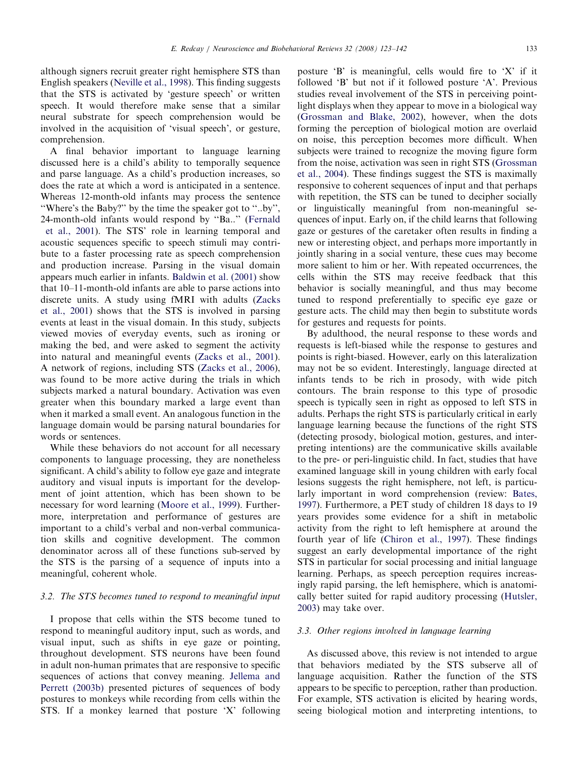although signers recruit greater right hemisphere STS than English speakers (Neville et al., 1998). This finding suggests that the STS is activated by 'gesture speech' or written speech. It would therefore make sense that a similar neural substrate for speech comprehension would be involved in the acquisition of 'visual speech', or gesture, comprehension.

A final behavior important to language learning discussed here is a child's ability to temporally sequence and parse language. As a child's production increases, so does the rate at which a word is anticipated in a sentence. Whereas 12-month-old infants may process the sentence "Where's the Baby?" by the time the speaker got to "..by", 24-month-old infants would respond by "Ba.." (Fernald et al., 2001). The STS' role in learning temporal and acoustic sequences specific to speech stimuli may contribute to a faster processing rate as speech comprehension and production increase. Parsing in the visual domain appears much earlier in infants. Baldwin et al. (2001) show that 10–11-month-old infants are able to parse actions into discrete units. A study using fMRI with adults (Zacks et al., 2001) shows that the STS is involved in parsing events at least in the visual domain. In this study, subjects viewed movies of everyday events, such as ironing or making the bed, and were asked to segment the activity into natural and meaningful events (Zacks et al., 2001). A network of regions, including STS (Zacks et al., 2006), was found to be more active during the trials in which subjects marked a natural boundary. Activation was even greater when this boundary marked a large event than when it marked a small event. An analogous function in the language domain would be parsing natural boundaries for words or sentences.

While these behaviors do not account for all necessary components to language processing, they are nonetheless significant. A child's ability to follow eye gaze and integrate auditory and visual inputs is important for the development of joint attention, which has been shown to be necessary for word learning (Moore et al., 1999). Furthermore, interpretation and performance of gestures are important to a child's verbal and non-verbal communication skills and cognitive development. The common denominator across all of these functions sub-served by the STS is the parsing of a sequence of inputs into a meaningful, coherent whole.

### 3.2. The STS becomes tuned to respond to meaningful input

I propose that cells within the STS become tuned to respond to meaningful auditory input, such as words, and visual input, such as shifts in eye gaze or pointing, throughout development. STS neurons have been found in adult non-human primates that are responsive to specific sequences of actions that convey meaning. Jellema and Perrett (2003b) presented pictures of sequences of body postures to monkeys while recording from cells within the STS. If a monkey learned that posture 'X' following posture 'B' is meaningful, cells would fire to 'X' if it followed 'B' but not if it followed posture 'A'. Previous studies reveal involvement of the STS in perceiving point-light displays when they appear to move in a biological way (Grossman and Blake, 2002), however, when the dots forming the perception of biological motion are overlaid on noise, this perception becomes more difficult. When subjects were trained to recognize the moving figure form from the noise, activation was seen in right STS (Grossman et al., 2004). These findings suggest the STS is maximally responsive to coherent sequences of input and that perhaps with repetition, the STS can be tuned to decipher socially or linguistically meaningful from non-meaningful sequences of input. Early on, if the child learns that following gaze or gestures of the caretaker often results in finding a new or interesting object, and perhaps more importantly in jointly sharing in a social venture, these cues may become more salient to him or her. With repeated occurrences, the cells within the STS may receive feedback that this behavior is socially meaningful, and thus may become tuned to respond preferentially to specific eye gaze or gesture acts. The child may then begin to substitute words for gestures and requests for points.

By adulthood, the neural response to these words and requests is left-biased while the response to gestures and points is right-biased. However, early on this lateralization may not be so evident. Interestingly, language directed at infants tends to be rich in prosody, with wide pitch contours. The brain response to this type of prosodic speech is typically seen in right as opposed to left STS in adults. Perhaps the right STS is particularly critical in early language learning because the functions of the right STS (detecting prosody, biological motion, gestures, and interpreting intentions) are the communicative skills available to the pre- or peri-linguistic child. In fact, studies that have examined language skill in young children with early focal lesions suggests the right hemisphere, not left, is particularly important in word comprehension (review: Bates, 1997). Furthermore, a PET study of children 18 days to 19 years provides some evidence for a shift in metabolic activity from the right to left hemisphere at around the fourth year of life (Chiron et al., 1997). These findings suggest an early developmental importance of the right STS in particular for social processing and initial language learning. Perhaps, as speech perception requires increasingly rapid parsing, the left hemisphere, which is anatomically better suited for rapid auditory processing (Hutsler, 2003) may take over.

### 3.3. Other regions involved in language learning

As discussed above, this review is not intended to argue that behaviors mediated by the STS subserve all of language acquisition. Rather the function of the STS appears to be specific to perception, rather than production. For example, STS activation is elicited by hearing words, seeing biological motion and interpreting intentions, to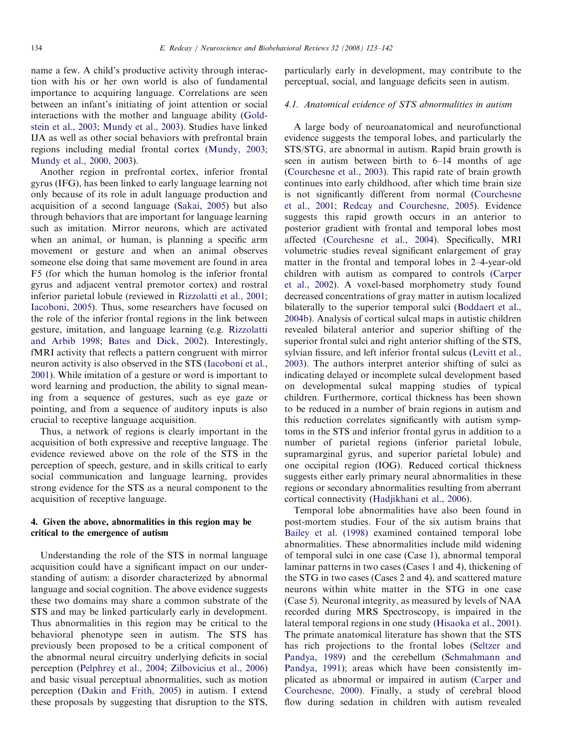name a few. A child's productive activity through interaction with his or her own world is also of fundamental importance to acquiring language. Correlations are seen between an infant's initiating of joint attention or social interactions with the mother and language ability (Goldstein et al., 2003; Mundy et al., 2003). Studies have linked IJA as well as other social behaviors with prefrontal brain regions including medial frontal cortex (Mundy, 2003; Mundy et al., 2000, 2003).

Another region in prefrontal cortex, inferior frontal gyrus (IFG), has been linked to early language learning not only because of its role in adult language production and acquisition of a second language (Sakai, 2005) but also through behaviors that are important for language learning such as imitation. Mirror neurons, which are activated when an animal, or human, is planning a specific arm movement or gesture and when an animal observes someone else doing that same movement are found in area F5 (for which the human homolog is the inferior frontal gyrus and adjacent ventral premotor cortex) and rostral inferior parietal lobule (reviewed in Rizzolatti et al., 2001; Iacoboni, 2005). Thus, some researchers have focused on the role of the inferior frontal regions in the link between gesture, imitation, and language learning (e.g. Rizzolatti and Arbib 1998; Bates and Dick, 2002). Interestingly, fMRI activity that reflects a pattern congruent with mirror neuron activity is also observed in the STS (Iacoboni et al., 2001). While imitation of a gesture or word is important to word learning and production, the ability to signal meaning from a sequence of gestures, such as eye gaze or pointing, and from a sequence of auditory inputs is also crucial to receptive language acquisition.

Thus, a network of regions is clearly important in the acquisition of both expressive and receptive language. The evidence reviewed above on the role of the STS in the perception of speech, gesture, and in skills critical to early social communication and language learning, provides strong evidence for the STS as a neural component to the acquisition of receptive language.

## 4. Given the above, abnormalities in this region may be critical to the emergence of autism

Understanding the role of the STS in normal language acquisition could have a significant impact on our understanding of autism: a disorder characterized by abnormal language and social cognition. The above evidence suggests these two domains may share a common substrate of the STS and may be linked particularly early in development. Thus abnormalities in this region may be critical to the behavioral phenotype seen in autism. The STS has previously been proposed to be a critical component of the abnormal neural circuitry underlying deficits in social perception (Pelphrey et al., 2004; Zilbovicius et al., 2006) and basic visual perceptual abnormalities, such as motion perception (Dakin and Frith, 2005) in autism. I extend these proposals by suggesting that disruption to the STS, particularly early in development, may contribute to the perceptual, social, and language deficits seen in autism.

### 4.1. Anatomical evidence of STS abnormalities in autism

A large body of neuroanatomical and neurofunctional evidence suggests the temporal lobes, and particularly the STS/STG, are abnormal in autism. Rapid brain growth is seen in autism between birth to 6–14 months of age (Courchesne et al., 2003). This rapid rate of brain growth continues into early childhood, after which time brain size is not significantly different from normal (Courchesne et al., 2001; Redcay and Courchesne, 2005). Evidence suggests this rapid growth occurs in an anterior to posterior gradient with frontal and temporal lobes most affected (Courchesne et al., 2004). Specifically, MRI volumetric studies reveal significant enlargement of gray matter in the frontal and temporal lobes in 2–4-year-old children with autism as compared to controls (Carper et al., 2002). A voxel-based morphometry study found decreased concentrations of gray matter in autism localized bilaterally to the superior temporal sulci (Boddaert et al., 2004b). Analysis of cortical sulcal maps in autistic children revealed bilateral anterior and superior shifting of the superior frontal sulci and right anterior shifting of the STS, sylvian fissure, and left inferior frontal sulcus (Levitt et al., 2003). The authors interpret anterior shifting of sulci as indicating delayed or incomplete sulcal development based on developmental sulcal mapping studies of typical children. Furthermore, cortical thickness has been shown to be reduced in a number of brain regions in autism and this reduction correlates significantly with autism symptoms in the STS and inferior frontal gyrus in addition to a number of parietal regions (inferior parietal lobule, supramarginal gyrus, and superior parietal lobule) and one occipital region (IOG). Reduced cortical thickness suggests either early primary neural abnormalities in these regions or secondary abnormalities resulting from aberrant cortical connectivity (Hadjikhani et al., 2006).

Temporal lobe abnormalities have also been found in post-mortem studies. Four of the six autism brains that Bailey et al. (1998) examined contained temporal lobe abnormalities. These abnormalities include mild widening of temporal sulci in one case (Case 1), abnormal temporal laminar patterns in two cases (Cases 1 and 4), thickening of the STG in two cases (Cases 2 and 4), and scattered mature neurons within white matter in the STG in one case (Case 5). Neuronal integrity, as measured by levels of NAA recorded during MRS Spectroscopy, is impaired in the lateral temporal regions in one study (Hisaoka et al., 2001). The primate anatomical literature has shown that the STS has rich projections to the frontal lobes (Seltzer and Pandya, 1989) and the cerebellum (Schmahmann and Pandya, 1991); areas which have been consistently implicated as abnormal or impaired in autism (Carper and Courchesne, 2000). Finally, a study of cerebral blood flow during sedation in children with autism revealed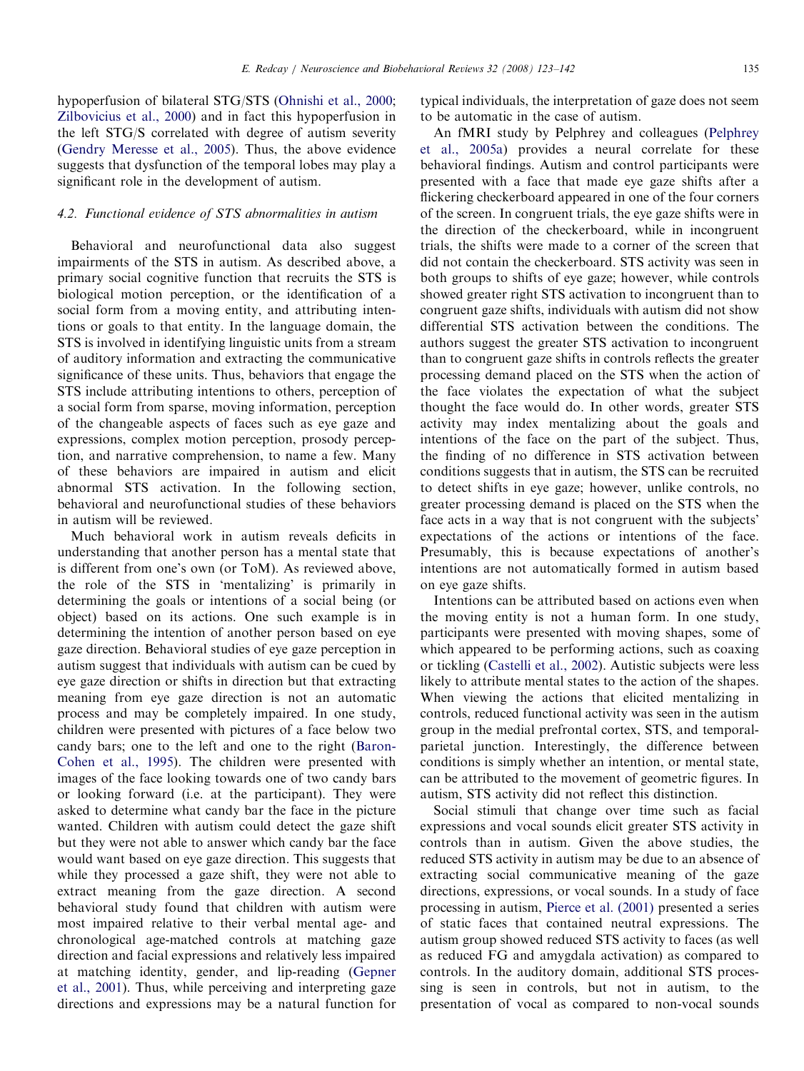hypoperfusion of bilateral STG/STS (Ohnishi et al., 2000; Zilbovicius et al., 2000) and in fact this hypoperfusion in the left STG/S correlated with degree of autism severity (Gendry Meresse et al., 2005). Thus, the above evidence suggests that dysfunction of the temporal lobes may play a significant role in the development of autism.

### 4.2. Functional evidence of STS abnormalities in autism

Behavioral and neurofunctional data also suggest impairments of the STS in autism. As described above, a primary social cognitive function that recruits the STS is biological motion perception, or the identification of a social form from a moving entity, and attributing intentions or goals to that entity. In the language domain, the STS is involved in identifying linguistic units from a stream of auditory information and extracting the communicative significance of these units. Thus, behaviors that engage the STS include attributing intentions to others, perception of a social form from sparse, moving information, perception of the changeable aspects of faces such as eye gaze and expressions, complex motion perception, prosody perception, and narrative comprehension, to name a few. Many of these behaviors are impaired in autism and elicit abnormal STS activation. In the following section, behavioral and neurofunctional studies of these behaviors in autism will be reviewed.

Much behavioral work in autism reveals deficits in understanding that another person has a mental state that is different from one's own (or ToM). As reviewed above, the role of the STS in 'mentalizing' is primarily in determining the goals or intentions of a social being (or object) based on its actions. One such example is in determining the intention of another person based on eye gaze direction. Behavioral studies of eye gaze perception in autism suggest that individuals with autism can be cued by eye gaze direction or shifts in direction but that extracting meaning from eye gaze direction is not an automatic process and may be completely impaired. In one study, children were presented with pictures of a face below two candy bars; one to the left and one to the right (Baron-Cohen et al., 1995). The children were presented with images of the face looking towards one of two candy bars or looking forward (i.e. at the participant). They were asked to determine what candy bar the face in the picture wanted. Children with autism could detect the gaze shift but they were not able to answer which candy bar the face would want based on eye gaze direction. This suggests that while they processed a gaze shift, they were not able to extract meaning from the gaze direction. A second behavioral study found that children with autism were most impaired relative to their verbal mental age- and chronological age-matched controls at matching gaze direction and facial expressions and relatively less impaired at matching identity, gender, and lip-reading (Gepner et al., 2001). Thus, while perceiving and interpreting gaze directions and expressions may be a natural function for typical individuals, the interpretation of gaze does not seem to be automatic in the case of autism.

An fMRI study by Pelphrey and colleagues (Pelphrey et al., 2005a) provides a neural correlate for these behavioral findings. Autism and control participants were presented with a face that made eye gaze shifts after a flickering checkerboard appeared in one of the four corners of the screen. In congruent trials, the eye gaze shifts were in the direction of the checkerboard, while in incongruent trials, the shifts were made to a corner of the screen that did not contain the checkerboard. STS activity was seen in both groups to shifts of eye gaze; however, while controls showed greater right STS activation to incongruent than to congruent gaze shifts, individuals with autism did not show differential STS activation between the conditions. The authors suggest the greater STS activation to incongruent than to congruent gaze shifts in controls reflects the greater processing demand placed on the STS when the action of the face violates the expectation of what the subject thought the face would do. In other words, greater STS activity may index mentalizing about the goals and intentions of the face on the part of the subject. Thus, the finding of no difference in STS activation between conditions suggests that in autism, the STS can be recruited to detect shifts in eye gaze; however, unlike controls, no greater processing demand is placed on the STS when the face acts in a way that is not congruent with the subjects' expectations of the actions or intentions of the face. Presumably, this is because expectations of another's intentions are not automatically formed in autism based on eye gaze shifts.

Intentions can be attributed based on actions even when the moving entity is not a human form. In one study, participants were presented with moving shapes, some of which appeared to be performing actions, such as coaxing or tickling (Castelli et al., 2002). Autistic subjects were less likely to attribute mental states to the action of the shapes. When viewing the actions that elicited mentalizing in controls, reduced functional activity was seen in the autism group in the medial prefrontal cortex, STS, and temporal-parietal junction. Interestingly, the difference between conditions is simply whether an intention, or mental state, can be attributed to the movement of geometric figures. In autism, STS activity did not reflect this distinction.

Social stimuli that change over time such as facial expressions and vocal sounds elicit greater STS activity in controls than in autism. Given the above studies, the reduced STS activity in autism may be due to an absence of extracting social communicative meaning of the gaze directions, expressions, or vocal sounds. In a study of face processing in autism, Pierce et al. (2001) presented a series of static faces that contained neutral expressions. The autism group showed reduced STS activity to faces (as well as reduced FG and amygdala activation) as compared to controls. In the auditory domain, additional STS processing is seen in controls, but not in autism, to the presentation of vocal as compared to non-vocal sounds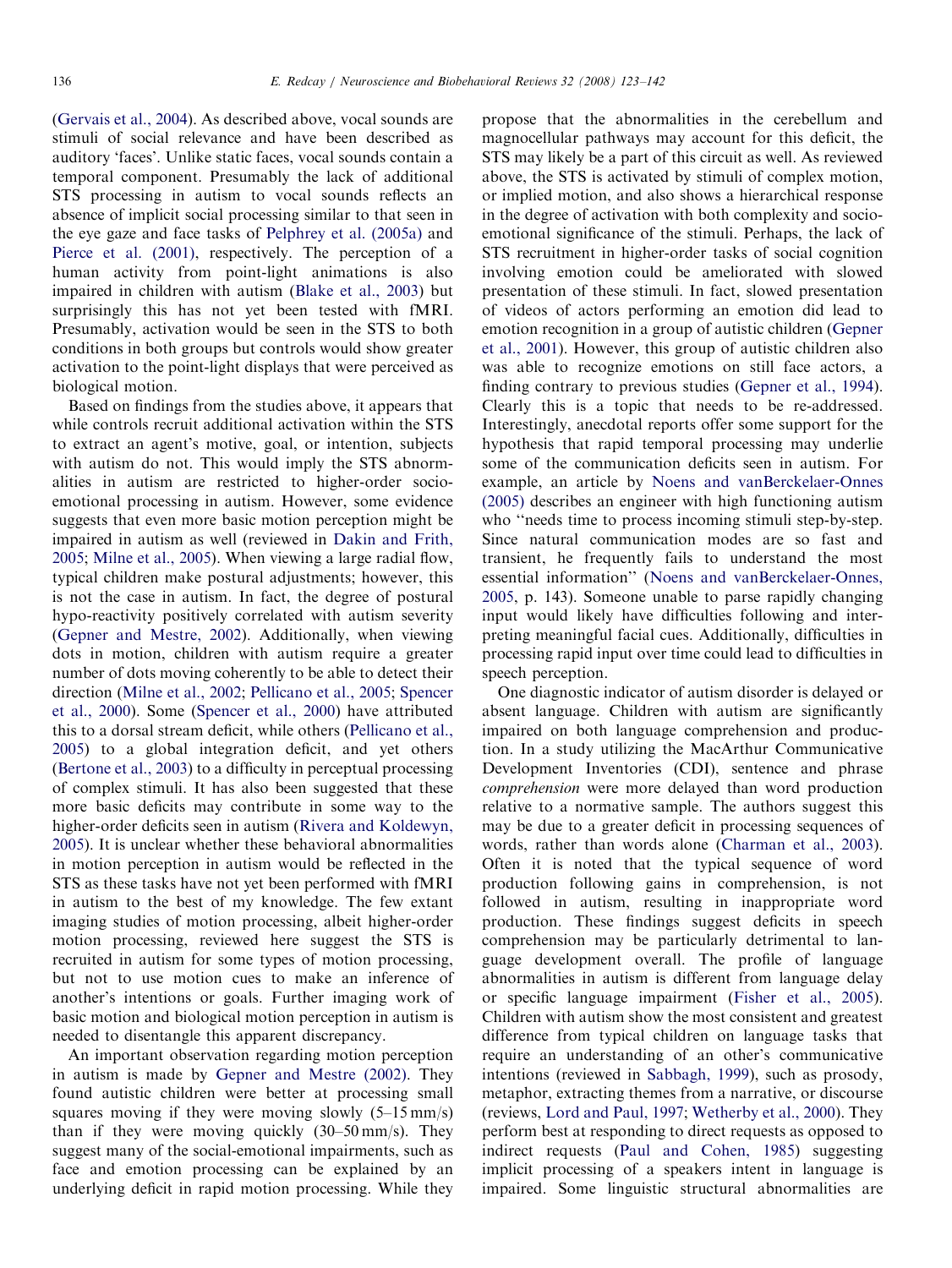(Gervais et al., 2004). As described above, vocal sounds are stimuli of social relevance and have been described as auditory 'faces'. Unlike static faces, vocal sounds contain a temporal component. Presumably the lack of additional STS processing in autism to vocal sounds reflects an absence of implicit social processing similar to that seen in the eye gaze and face tasks of Pelphrey et al. (2005a) and Pierce et al. (2001), respectively. The perception of a human activity from point-light animations is also impaired in children with autism (Blake et al., 2003) but surprisingly this has not yet been tested with fMRI. Presumably, activation would be seen in the STS to both conditions in both groups but controls would show greater activation to the point-light displays that were perceived as biological motion.

Based on findings from the studies above, it appears that while controls recruit additional activation within the STS to extract an agent's motive, goal, or intention, subjects with autism do not. This would imply the STS abnormalities in autism are restricted to higher-order socio-emotional processing in autism. However, some evidence suggests that even more basic motion perception might be impaired in autism as well (reviewed in Dakin and Frith, 2005; Milne et al., 2005). When viewing a large radial flow, typical children make postural adjustments; however, this is not the case in autism. In fact, the degree of postural hypo-reactivity positively correlated with autism severity (Gepner and Mestre, 2002). Additionally, when viewing dots in motion, children with autism require a greater number of dots moving coherently to be able to detect their direction (Milne et al., 2002; Pellicano et al., 2005; Spencer et al., 2000). Some (Spencer et al., 2000) have attributed this to a dorsal stream deficit, while others (Pellicano et al., 2005) to a global integration deficit, and yet others (Bertone et al., 2003) to a difficulty in perceptual processing of complex stimuli. It has also been suggested that these more basic deficits may contribute in some way to the higher-order deficits seen in autism (Rivera and Koldewyn, 2005). It is unclear whether these behavioral abnormalities in motion perception in autism would be reflected in the STS as these tasks have not yet been performed with fMRI in autism to the best of my knowledge. The few extant imaging studies of motion processing, albeit higher-order motion processing, reviewed here suggest the STS is recruited in autism for some types of motion processing, but not to use motion cues to make an inference of another's intentions or goals. Further imaging work of basic motion and biological motion perception in autism is needed to disentangle this apparent discrepancy.

An important observation regarding motion perception in autism is made by Gepner and Mestre (2002). They found autistic children were better at processing small squares moving if they were moving slowly (5–15 mm/s) than if they were moving quickly (30–50 mm/s). They suggest many of the social-emotional impairments, such as face and emotion processing can be explained by an underlying deficit in rapid motion processing. While they propose that the abnormalities in the cerebellum and magnocellular pathways may account for this deficit, the STS may likely be a part of this circuit as well. As reviewed above, the STS is activated by stimuli of complex motion, or implied motion, and also shows a hierarchical response in the degree of activation with both complexity and socio-emotional significance of the stimuli. Perhaps, the lack of STS recruitment in higher-order tasks of social cognition involving emotion could be ameliorated with slowed presentation of these stimuli. In fact, slowed presentation of videos of actors performing an emotion did lead to emotion recognition in a group of autistic children (Gepner et al., 2001). However, this group of autistic children also was able to recognize emotions on still face actors, a finding contrary to previous studies (Gepner et al., 1994). Clearly this is a topic that needs to be re-addressed. Interestingly, anecdotal reports offer some support for the hypothesis that rapid temporal processing may underlie some of the communication deficits seen in autism. For example, an article by Noens and vanBerckelaer-Onnes (2005) describes an engineer with high functioning autism who "needs time to process incoming stimuli step-by-step. Since natural communication modes are so fast and transient, he frequently fails to understand the most essential information" (Noens and vanBerckelaer-Onnes, 2005, p. 143). Someone unable to parse rapidly changing input would likely have difficulties following and interpreting meaningful facial cues. Additionally, difficulties in processing rapid input over time could lead to difficulties in speech perception.

One diagnostic indicator of autism disorder is delayed or absent language. Children with autism are significantly impaired on both language comprehension and production. In a study utilizing the MacArthur Communicative Development Inventories (CDI), sentence and phrase *comprehension* were more delayed than word production relative to a normative sample. The authors suggest this may be due to a greater deficit in processing sequences of words, rather than words alone (Charman et al., 2003). Often it is noted that the typical sequence of word production following gains in comprehension, is not followed in autism, resulting in inappropriate word production. These findings suggest deficits in speech comprehension may be particularly detrimental to language development overall. The profile of language abnormalities in autism is different from language delay or specific language impairment (Fisher et al., 2005). Children with autism show the most consistent and greatest difference from typical children on language tasks that require an understanding of an other's communicative intentions (reviewed in Sabbagh, 1999), such as prosody, metaphor, extracting themes from a narrative, or discourse (reviews, Lord and Paul, 1997; Wetherby et al., 2000). They perform best at responding to direct requests as opposed to indirect requests (Paul and Cohen, 1985) suggesting implicit processing of a speakers intent in language is impaired. Some linguistic structural abnormalities are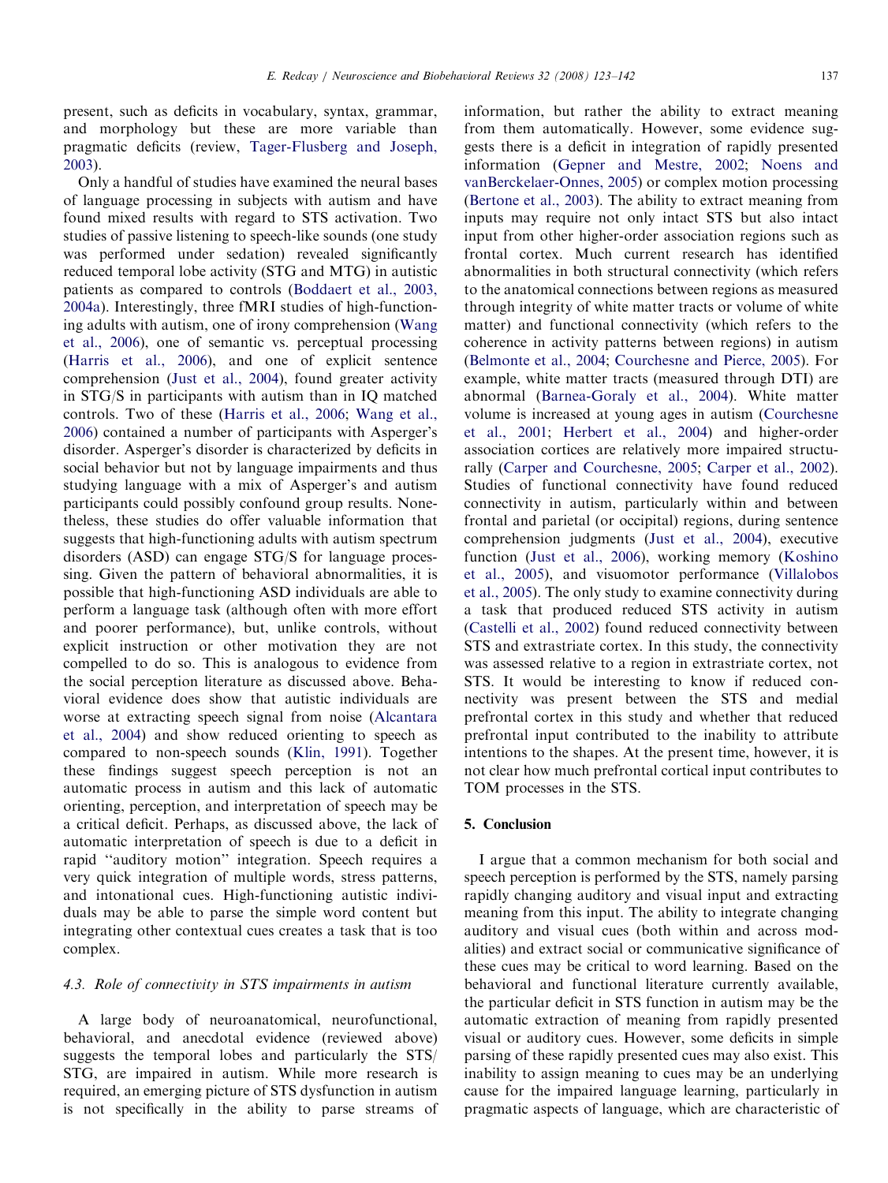present, such as deficits in vocabulary, syntax, grammar, and morphology but these are more variable than pragmatic deficits (review, Tager-Flusberg and Joseph, 2003).

Only a handful of studies have examined the neural bases of language processing in subjects with autism and have found mixed results with regard to STS activation. Two studies of passive listening to speech-like sounds (one study was performed under sedation) revealed significantly reduced temporal lobe activity (STG and MTG) in autistic patients as compared to controls (Boddaert et al., 2003, 2004a). Interestingly, three fMRI studies of high-functioning adults with autism, one of irony comprehension (Wang et al., 2006), one of semantic vs. perceptual processing (Harris et al., 2006), and one of explicit sentence comprehension (Just et al., 2004), found greater activity in STG/S in participants with autism than in IQ matched controls. Two of these (Harris et al., 2006; Wang et al., 2006) contained a number of participants with Asperger's disorder. Asperger's disorder is characterized by deficits in social behavior but not by language impairments and thus studying language with a mix of Asperger's and autism participants could possibly confound group results. Nonetheless, these studies do offer valuable information that suggests that high-functioning adults with autism spectrum disorders (ASD) can engage STG/S for language processing. Given the pattern of behavioral abnormalities, it is possible that high-functioning ASD individuals are able to perform a language task (although often with more effort and poorer performance), but, unlike controls, without explicit instruction or other motivation they are not compelled to do so. This is analogous to evidence from the social perception literature as discussed above. Behavioral evidence does show that autistic individuals are worse at extracting speech signal from noise (Alcantara et al., 2004) and show reduced orienting to speech as compared to non-speech sounds (Klin, 1991). Together these findings suggest speech perception is not an automatic process in autism and this lack of automatic orienting, perception, and interpretation of speech may be a critical deficit. Perhaps, as discussed above, the lack of automatic interpretation of speech is due to a deficit in rapid "auditory motion" integration. Speech requires a very quick integration of multiple words, stress patterns, and intonational cues. High-functioning autistic individuals may be able to parse the simple word content but integrating other contextual cues creates a task that is too complex.

### 4.3. Role of connectivity in STS impairments in autism

A large body of neuroanatomical, neurofunctional, behavioral, and anecdotal evidence (reviewed above) suggests the temporal lobes and particularly the STS/STG, are impaired in autism. While more research is required, an emerging picture of STS dysfunction in autism is not specifically in the ability to parse streams of information, but rather the ability to extract meaning from them automatically. However, some evidence suggests there is a deficit in integration of rapidly presented information (Gepner and Mestre, 2002; Noens and vanBerckelaer-Onnes, 2005) or complex motion processing (Bertone et al., 2003). The ability to extract meaning from inputs may require not only intact STS but also intact input from other higher-order association regions such as frontal cortex. Much current research has identified abnormalities in both structural connectivity (which refers to the anatomical connections between regions as measured through integrity of white matter tracts or volume of white matter) and functional connectivity (which refers to the coherence in activity patterns between regions) in autism (Belmonte et al., 2004; Courchesne and Pierce, 2005). For example, white matter tracts (measured through DTI) are abnormal (Barnea-Goraly et al., 2004). White matter volume is increased at young ages in autism (Courchesne et al., 2001; Herbert et al., 2004) and higher-order association cortices are relatively more impaired structurally (Carper and Courchesne, 2005; Carper et al., 2002). Studies of functional connectivity have found reduced connectivity in autism, particularly within and between frontal and parietal (or occipital) regions, during sentence comprehension judgments (Just et al., 2004), executive function (Just et al., 2006), working memory (Koshino et al., 2005), and visuomotor performance (Villalobos et al., 2005). The only study to examine connectivity during a task that produced reduced STS activity in autism (Castelli et al., 2002) found reduced connectivity between STS and extrastriate cortex. In this study, the connectivity was assessed relative to a region in extrastriate cortex, not STS. It would be interesting to know if reduced connectivity was present between the STS and medial prefrontal cortex in this study and whether that reduced prefrontal input contributed to the inability to attribute intentions to the shapes. At the present time, however, it is not clear how much prefrontal cortical input contributes to TOM processes in the STS.

## 5. Conclusion

I argue that a common mechanism for both social and speech perception is performed by the STS, namely parsing rapidly changing auditory and visual input and extracting meaning from this input. The ability to integrate changing auditory and visual cues (both within and across modalities) and extract social or communicative significance of these cues may be critical to word learning. Based on the behavioral and functional literature currently available, the particular deficit in STS function in autism may be the automatic extraction of meaning from rapidly presented visual or auditory cues. However, some deficits in simple parsing of these rapidly presented cues may also exist. This inability to assign meaning to cues may be an underlying cause for the impaired language learning, particularly in pragmatic aspects of language, which are characteristic of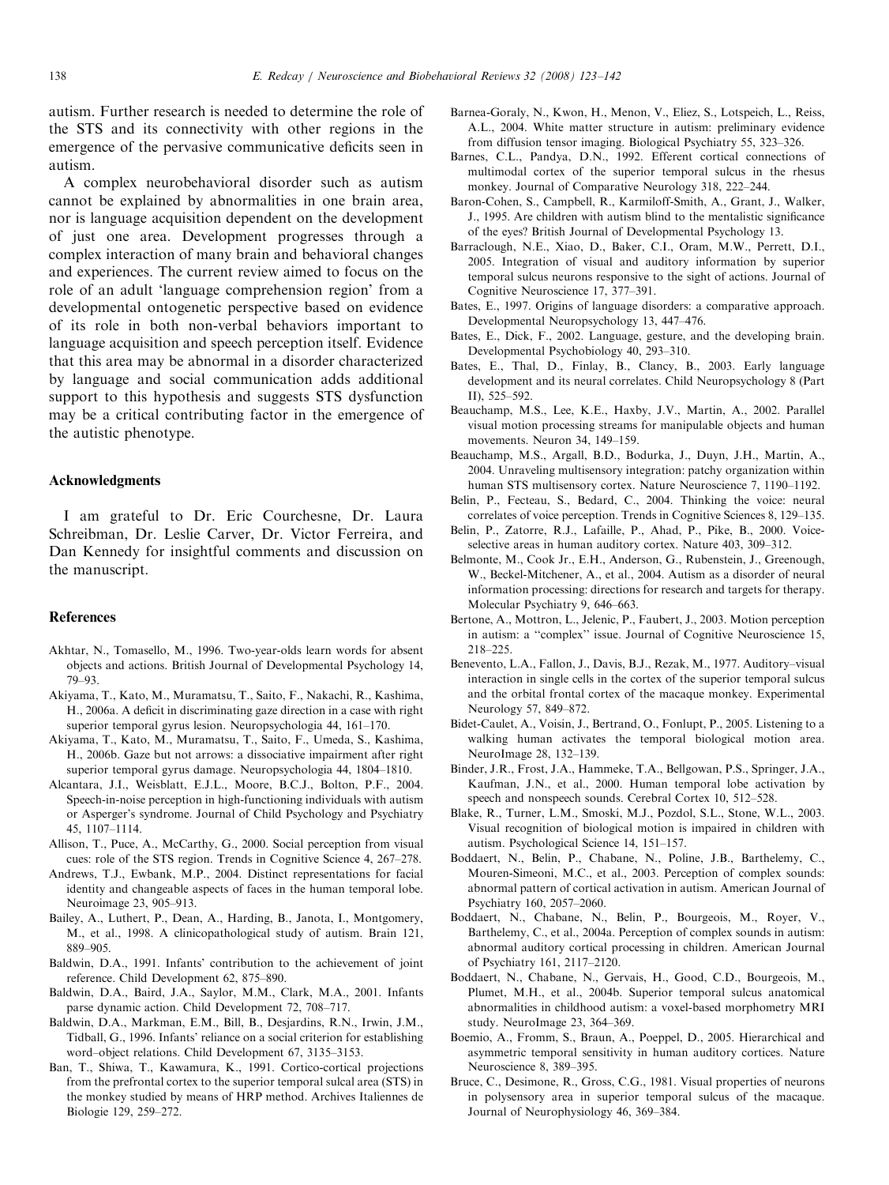autism. Further research is needed to determine the role of the STS and its connectivity with other regions in the emergence of the pervasive communicative deficits seen in autism.

A complex neurobehavioral disorder such as autism cannot be explained by abnormalities in one brain area, nor is language acquisition dependent on the development of just one area. Development progresses through a complex interaction of many brain and behavioral changes and experiences. The current review aimed to focus on the role of an adult 'language comprehension region' from a developmental ontogenetic perspective based on evidence of its role in both non-verbal behaviors important to language acquisition and speech perception itself. Evidence that this area may be abnormal in a disorder characterized by language and social communication adds additional support to this hypothesis and suggests STS dysfunction may be a critical contributing factor in the emergence of the autistic phenotype.

## Acknowledgments

I am grateful to Dr. Eric Courchesne, Dr. Laura Schreibman, Dr. Leslie Carver, Dr. Victor Ferreira, and Dan Kennedy for insightful comments and discussion on the manuscript.

## References

Akhtar, N., Tomasello, M., 1996. Two-year-olds learn words for absent objects and actions. British Journal of Developmental Psychology 14, 79–93.

Akiyama, T., Kato, M., Muramatsu, T., Saito, F., Nakachi, R., Kashima, H., 2006a. A deficit in discriminating gaze direction in a case with right superior temporal gyrus lesion. Neuropsychologia 44, 161–170.

Akiyama, T., Kato, M., Muramatsu, T., Saito, F., Umeda, S., Kashima, H., 2006b. Gaze but not arrows: a dissociative impairment after right superior temporal gyrus damage. Neuropsychologia 44, 1804–1810.

Alcantara, J.I., Weisblatt, E.J.L., Moore, B.C.J., Bolton, P.F., 2004. Speech-in-noise perception in high-functioning individuals with autism or Asperger's syndrome. Journal of Child Psychology and Psychiatry 45, 1107–1114.

Allison, T., Puce, A., McCarthy, G., 2000. Social perception from visual cues: role of the STS region. Trends in Cognitive Science 4, 267–278.

Andrews, T.J., Ewbank, M.P., 2004. Distinct representations for facial identity and changeable aspects of faces in the human temporal lobe. Neuroimage 23, 905–913.

Bailey, A., Luthert, P., Dean, A., Harding, B., Janota, I., Montgomery, M., et al., 1998. A clinicopathological study of autism. Brain 121, 889–905.

Baldwin, D.A., 1991. Infants' contribution to the achievement of joint reference. Child Development 62, 875–890.

Baldwin, D.A., Baird, J.A., Saylor, M.M., Clark, M.A., 2001. Infants parse dynamic action. Child Development 72, 708–717.

Baldwin, D.A., Markman, E.M., Bill, B., Desjardins, R.N., Irwin, J.M., Tidball, G., 1996. Infants' reliance on a social criterion for establishing word–object relations. Child Development 67, 3135–3153.

Ban, T., Shiwa, T., Kawamura, K., 1991. Cortico-cortical projections from the prefrontal cortex to the superior temporal sulcal area (STS) in the monkey studied by means of HRP method. Archives Italiennes de Biologie 129, 259–272.

Barnea-Goraly, N., Kwon, H., Menon, V., Eliez, S., Lotspeich, L., Reiss, A.L., 2004. White matter structure in autism: preliminary evidence from diffusion tensor imaging. Biological Psychiatry 55, 323–326.

Barnes, C.L., Pandya, D.N., 1992. Efferent cortical connections of multimodal cortex of the superior temporal sulcus in the rhesus monkey. Journal of Comparative Neurology 318, 222–244.

Baron-Cohen, S., Campbell, R., Karmiloff-Smith, A., Grant, J., Walker, J., 1995. Are children with autism blind to the mentalistic significance of the eyes? British Journal of Developmental Psychology 13.

Barraclough, N.E., Xiao, D., Baker, C.I., Oram, M.W., Perrett, D.I., 2005. Integration of visual and auditory information by superior temporal sulcus neurons responsive to the sight of actions. Journal of Cognitive Neuroscience 17, 377–391.

Bates, E., 1997. Origins of language disorders: a comparative approach. Developmental Neuropsychology 13, 447–476.

Bates, E., Dick, F., 2002. Language, gesture, and the developing brain. Developmental Psychobiology 40, 293–310.

Bates, E., Thal, D., Finlay, B., Clancy, B., 2003. Early language development and its neural correlates. Child Neuropsychology 8 (Part II), 525–592.

Beauchamp, M.S., Lee, K.E., Haxby, J.V., Martin, A., 2002. Parallel visual motion processing streams for manipulable objects and human movements. Neuron 34, 149–159.

Beauchamp, M.S., Argall, B.D., Bodurka, J., Duyn, J.H., Martin, A., 2004. Unraveling multisensory integration: patchy organization within human STS multisensory cortex. Nature Neuroscience 7, 1190–1192.

Belin, P., Fecteau, S., Bedard, C., 2004. Thinking the voice: neural correlates of voice perception. Trends in Cognitive Sciences 8, 129–135.

Belin, P., Zatorre, R.J., Lafaille, P., Ahad, P., Pike, B., 2000. Voice-selective areas in human auditory cortex. Nature 403, 309–312.

Belmonte, M., Cook Jr., E.H., Anderson, G., Rubenstein, J., Greenough, W., Beckel-Mitchener, A., et al., 2004. Autism as a disorder of neural information processing: directions for research and targets for therapy. Molecular Psychiatry 9, 646–663.

Bertone, A., Mottron, L., Jelenic, P., Faubert, J., 2003. Motion perception in autism: a "complex" issue. Journal of Cognitive Neuroscience 15, 218–225.

Benevento, L.A., Fallon, J., Davis, B.J., Rezak, M., 1977. Auditory–visual interaction in single cells in the cortex of the superior temporal sulcus and the orbital frontal cortex of the macaque monkey. Experimental Neurology 57, 849–872.

Bidet-Caulet, A., Voisin, J., Bertrand, O., Fonlupt, P., 2005. Listening to a walking human activates the temporal biological motion area. NeuroImage 28, 132–139.

Binder, J.R., Frost, J.A., Hammeke, T.A., Bellgowan, P.S., Springer, J.A., Kaufman, J.N., et al., 2000. Human temporal lobe activation by speech and nonspeech sounds. Cerebral Cortex 10, 512–528.

Blake, R., Turner, L.M., Smoski, M.J., Pozdol, S.L., Stone, W.L., 2003. Visual recognition of biological motion is impaired in children with autism. Psychological Science 14, 151–157.

Boddaert, N., Belin, P., Chabane, N., Poline, J.B., Barthelemy, C., Mouren-Simeoni, M.C., et al., 2003. Perception of complex sounds: abnormal pattern of cortical activation in autism. American Journal of Psychiatry 160, 2057–2060.

Boddaert, N., Chabane, N., Belin, P., Bourgeois, M., Royer, V., Barthelemy, C., et al., 2004a. Perception of complex sounds in autism: abnormal auditory cortical processing in children. American Journal of Psychiatry 161, 2117–2120.

Boddaert, N., Chabane, N., Gervais, H., Good, C.D., Bourgeois, M., Plumet, M.H., et al., 2004b. Superior temporal sulcus anatomical abnormalities in childhood autism: a voxel-based morphometry MRI study. NeuroImage 23, 364–369.

Boemio, A., Fromm, S., Braun, A., Poeppel, D., 2005. Hierarchical and asymmetric temporal sensitivity in human auditory cortices. Nature Neuroscience 8, 389–395.

Bruce, C., Desimone, R., Gross, C.G., 1981. Visual properties of neurons in polysensory area in superior temporal sulcus of the macaque. Journal of Neurophysiology 46, 369–384.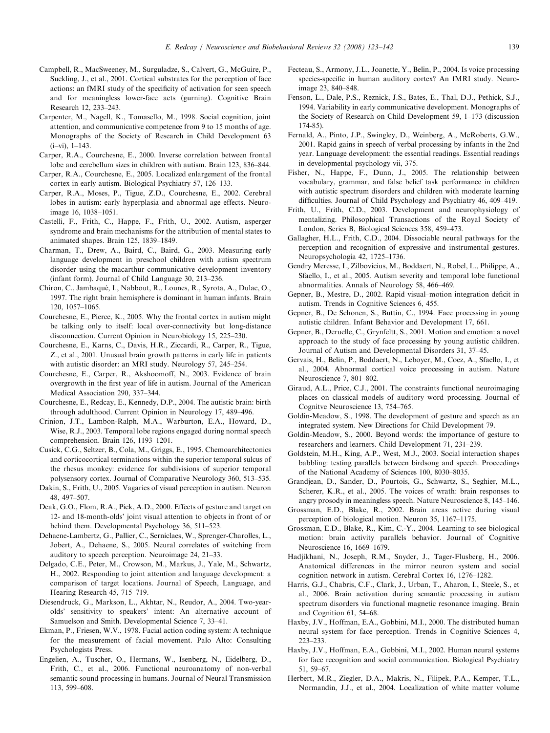Campbell, R., MacSweeney, M., Surguladze, S., Calvert, G., McGuire, P., Suckling, J., et al., 2001. Cortical substrates for the perception of face actions: an fMRI study of the specificity of activation for seen speech and for meaningless lower-face acts (gurning). Cognitive Brain Research 12, 233–243.

Carpenter, M., Nagell, K., Tomasello, M., 1998. Social cognition, joint attention, and communicative competence from 9 to 15 months of age. Monographs of the Society of Research in Child Development 63 (i–vi), 1–143.

Carper, R.A., Courchesne, E., 2000. Inverse correlation between frontal lobe and cerebellum sizes in children with autism. Brain 123, 836–844.

Carper, R.A., Courchesne, E., 2005. Localized enlargement of the frontal cortex in early autism. Biological Psychiatry 57, 126–133.

Carper, R.A., Moses, P., Tigue, Z.D., Courchesne, E., 2002. Cerebral lobes in autism: early hyperplasia and abnormal age effects. Neuroimage 16, 1038–1051.

Castelli, F., Frith, C., Happe, F., Frith, U., 2002. Autism, asperger syndrome and brain mechanisms for the attribution of mental states to animated shapes. Brain 125, 1839–1849.

Charman, T., Drew, A., Baird, C., Baird, G., 2003. Measuring early language development in preschool children with autism spectrum disorder using the macarthur communicative development inventory (infant form). Journal of Child Language 30, 213–236.

Chiron, C., Jambaqué, I., Nabbout, R., Lounes, R., Syrota, A., Dulac, O., 1997. The right brain hemisphere is dominant in human infants. Brain 120, 1057–1065.

Courchesne, E., Pierce, K., 2005. Why the frontal cortex in autism might be talking only to itself: local over-connectivity but long-distance disconnection. Current Opinion in Neurobiology 15, 225–230.

Courchesne, E., Karns, C., Davis, H.R., Ziccardi, R., Carper, R., Tigue, Z., et al., 2001. Unusual brain growth patterns in early life in patients with autistic disorder: an MRI study. Neurology 57, 245–254.

Courchesne, E., Carper, R., Akshoomoff, N., 2003. Evidence of brain overgrowth in the first year of life in autism. Journal of the American Medical Association 290, 337–344.

Courchesne, E., Redcay, E., Kennedy, D.P., 2004. The autistic brain: birth through adulthood. Current Opinion in Neurology 17, 489–496.

Crinion, J.T., Lambon-Ralph, M.A., Warburton, E.A., Howard, D., Wise, R.J., 2003. Temporal lobe regions engaged during normal speech comprehension. Brain 126, 1193–1201.

Cusick, C.G., Seltzer, B., Cola, M., Griggs, E., 1995. Chemoarchitectonics and corticocortical terminations within the superior temporal sulcus of the rhesus monkey: evidence for subdivisions of superior temporal polysensory cortex. Journal of Comparative Neurology 360, 513–535.

Dakin, S., Frith, U., 2005. Vagaries of visual perception in autism. Neuron 48, 497–507.

Deak, G.O., Flom, R.A., Pick, A.D., 2000. Effects of gesture and target on 12- and 18-month-olds' joint visual attention to objects in front of or behind them. Developmental Psychology 36, 511–523.

Dehaene-Lambertz, G., Pallier, C., Serniclaes, W., Sprenger-Charolles, L., Jobert, A., Dehaene, S., 2005. Neural correlates of switching from auditory to speech perception. Neuroimage 24, 21–33.

Delgado, C.E., Peter, M., Crowson, M., Markus, J., Yale, M., Schwartz, H., 2002. Responding to joint attention and language development: a comparison of target locations. Journal of Speech, Language, and Hearing Research 45, 715–719.

Diesendruck, G., Markson, L., Akhtar, N., Reudor, A., 2004. Two-year-olds' sensitivity to speakers' intent: An alternative account of Samuelson and Smith. Developmental Science 7, 33–41.

Ekman, P., Friesen, W.V., 1978. Facial action coding system: A technique for the measurement of facial movement. Palo Alto: Consulting Psychologists Press.

Engelien, A., Tuscher, O., Hermans, W., Isenberg, N., Eidelberg, D., Frith, C., et al., 2006. Functional neuroanatomy of non-verbal semantic sound processing in humans. Journal of Neural Transmission 113, 599–608.

Fecteau, S., Armony, J.L., Joanette, Y., Belin, P., 2004. Is voice processing species-specific in human auditory cortex? An fMRI study. Neuroimage 23, 840–848.

Fenson, L., Dale, P.S., Reznick, J.S., Bates, E., Thal, D.J., Pethick, S.J., 1994. Variability in early communicative development. Monographs of the Society of Research on Child Development 59, 1–173 (discussion 174-85).

Fernald, A., Pinto, J.P., Swingley, D., Weinberg, A., McRoberts, G.W., 2001. Rapid gains in speech of verbal processing by infants in the 2nd year. Language development: the essential readings. Essential readings in developmental psychology vii, 375.

Fisher, N., Happe, F., Dunn, J., 2005. The relationship between vocabulary, grammar, and false belief task performance in children with autistic spectrum disorders and children with moderate learning difficulties. Journal of Child Psychology and Psychiatry 46, 409–419.

Frith, U., Frith, C.D., 2003. Development and neurophysiology of mentalizing. Philosophical Transactions of the Royal Society of London, Series B, Biological Sciences 358, 459–473.

Gallagher, H.L., Frith, C.D., 2004. Dissociable neural pathways for the perception and recognition of expressive and instrumental gestures. Neuropsychologia 42, 1725–1736.

Gendry Meresse, I., Zilbovicius, M., Boddaert, N., Robel, L., Philippe, A., Sfaello, I., et al., 2005. Autism severity and temporal lobe functional abnormalities. Annals of Neurology 58, 466–469.

Gepner, B., Mestre, D., 2002. Rapid visual–motion integration deficit in autism. Trends in Cognitive Sciences 6, 455.

Gepner, B., De Schonen, S., Buttin, C., 1994. Face processing in young autistic children. Infant Behavior and Development 17, 661.

Gepner, B., Deruelle, C., Grynfeltt, S., 2001. Motion and emotion: a novel approach to the study of face processing by young autistic children. Journal of Autism and Developmental Disorders 31, 37–45.

Gervais, H., Belin, P., Boddaert, N., Leboyer, M., Coez, A., Sfaello, I., et al., 2004. Abnormal cortical voice processing in autism. Nature Neuroscience 7, 801–802.

Giraud, A.L., Price, C.J., 2001. The constraints functional neuroimaging places on classical models of auditory word processing. Journal of Cognitve Neuroscience 13, 754–765.

Goldin-Meadow, S., 1998. The development of gesture and speech as an integrated system. New Directions for Child Development 79.

Goldin-Meadow, S., 2000. Beyond words: the importance of gesture to researchers and learners. Child Development 71, 231–239.

Goldstein, M.H., King, A.P., West, M.J., 2003. Social interaction shapes babbling: testing parallels between birdsong and speech. Proceedings of the National Academy of Sciences 100, 8030–8035.

Grandjean, D., Sander, D., Pourtois, G., Schwartz, S., Seghier, M.L., Scherer, K.R., et al., 2005. The voices of wrath: brain responses to angry prosody in meaningless speech. Nature Neuroscience 8, 145–146.

Grossman, E.D., Blake, R., 2002. Brain areas active during visual perception of biological motion. Neuron 35, 1167–1175.

Grossman, E.D., Blake, R., Kim, C.-Y., 2004. Learning to see biological motion: brain activity parallels behavior. Journal of Cognitive Neuroscience 16, 1669–1679.

Hadjikhani, N., Joseph, R.M., Snyder, J., Tager-Flusberg, H., 2006. Anatomical differences in the mirror neuron system and social cognition network in autism. Cerebral Cortex 16, 1276–1282.

Harris, G.J., Chabris, C.F., Clark, J., Urban, T., Aharon, I., Steele, S., et al., 2006. Brain activation during semantic processing in autism spectrum disorders via functional magnetic resonance imaging. Brain and Cognition 61, 54–68.

Haxby, J.V., Hoffman, E.A., Gobbini, M.I., 2000. The distributed human neural system for face perception. Trends in Cognitive Sciences 4, 223–233.

Haxby, J.V., Hoffman, E.A., Gobbini, M.I., 2002. Human neural systems for face recognition and social communication. Biological Psychiatry 51, 59–67.

Herbert, M.R., Ziegler, D.A., Makris, N., Filipek, P.A., Kemper, T.L., Normandin, J.J., et al., 2004. Localization of white matter volume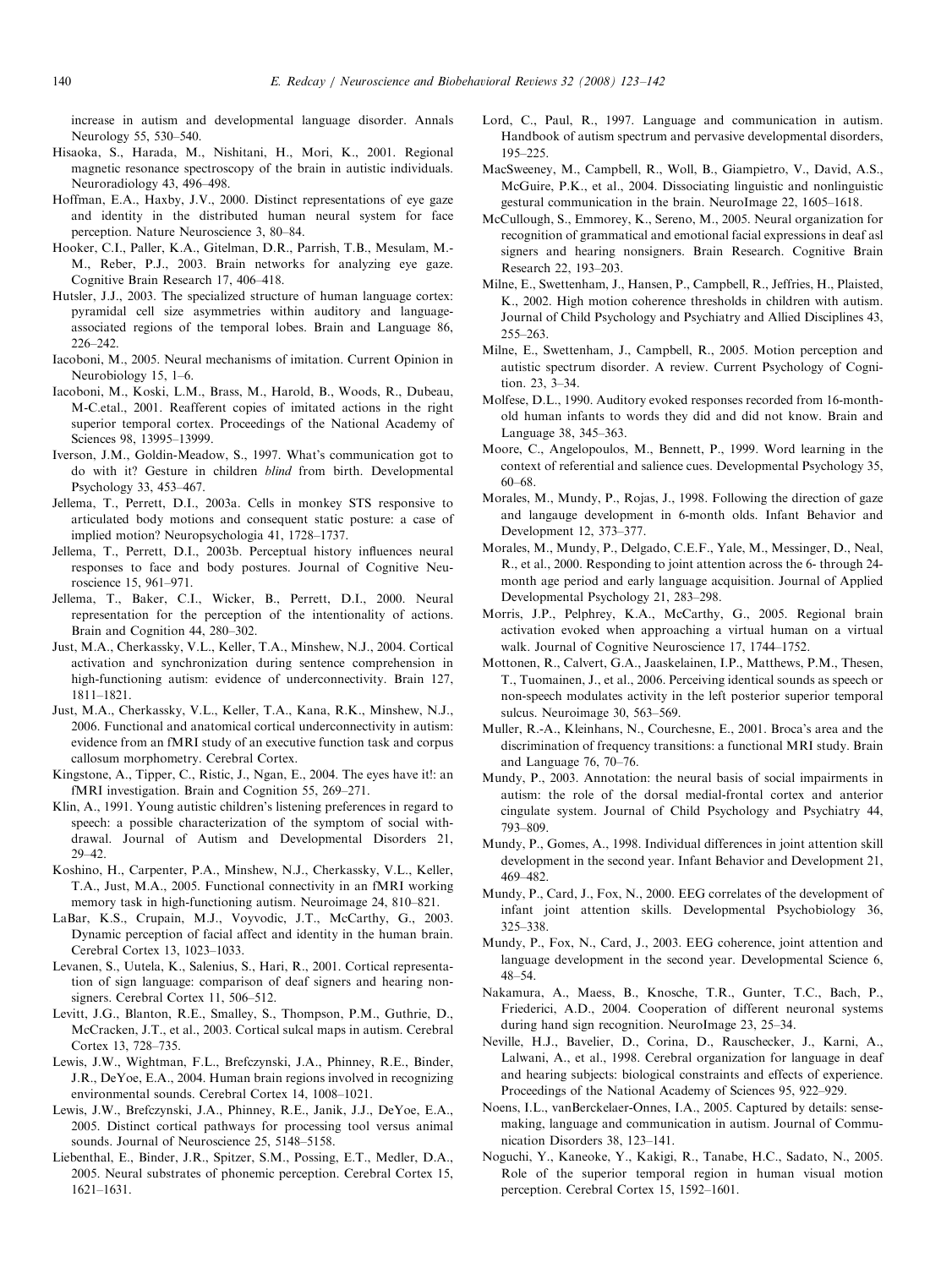increase in autism and developmental language disorder. Annals Neurology 55, 530–540.

Hisaoka, S., Harada, M., Nishitani, H., Mori, K., 2001. Regional magnetic resonance spectroscopy of the brain in autistic individuals. Neuroradiology 43, 496–498.

Hoffman, E.A., Haxby, J.V., 2000. Distinct representations of eye gaze and identity in the distributed human neural system for face perception. Nature Neuroscience 3, 80–84.

Hooker, C.I., Paller, K.A., Gitelman, D.R., Parrish, T.B., Mesulam, M.-M., Reber, P.J., 2003. Brain networks for analyzing eye gaze. Cognitive Brain Research 17, 406–418.

Hutsler, J.J., 2003. The specialized structure of human language cortex: pyramidal cell size asymmetries within auditory and language-associated regions of the temporal lobes. Brain and Language 86, 226–242.

Iacoboni, M., 2005. Neural mechanisms of imitation. Current Opinion in Neurobiology 15, 1–6.

Iacoboni, M., Koski, L.M., Brass, M., Harold, B., Woods, R., Dubeau, M-C.etal., 2001. Reafferent copies of imitated actions in the right superior temporal cortex. Proceedings of the National Academy of Sciences 98, 13995–13999.

Iverson, J.M., Goldin-Meadow, S., 1997. What's communication got to do with it? Gesture in children *blind* from birth. Developmental Psychology 33, 453–467.

Jellema, T., Perrett, D.I., 2003a. Cells in monkey STS responsive to articulated body motions and consequent static posture: a case of implied motion? Neuropsychologia 41, 1728–1737.

Jellema, T., Perrett, D.I., 2003b. Perceptual history influences neural responses to face and body postures. Journal of Cognitive Neuroscience 15, 961–971.

Jellema, T., Baker, C.I., Wicker, B., Perrett, D.I., 2000. Neural representation for the perception of the intentionality of actions. Brain and Cognition 44, 280–302.

Just, M.A., Cherkassky, V.L., Keller, T.A., Minshew, N.J., 2004. Cortical activation and synchronization during sentence comprehension in high-functioning autism: evidence of underconnectivity. Brain 127, 1811–1821.

Just, M.A., Cherkassky, V.L., Keller, T.A., Kana, R.K., Minshew, N.J., 2006. Functional and anatomical cortical underconnectivity in autism: evidence from an fMRI study of an executive function task and corpus callosum morphometry. Cerebral Cortex.

Kingstone, A., Tipper, C., Ristic, J., Ngan, E., 2004. The eyes have it!: an fMRI investigation. Brain and Cognition 55, 269–271.

Klin, A., 1991. Young autistic children's listening preferences in regard to speech: a possible characterization of the symptom of social withdrawal. Journal of Autism and Developmental Disorders 21, 29–42.

Koshino, H., Carpenter, P.A., Minshew, N.J., Cherkassky, V.L., Keller, T.A., Just, M.A., 2005. Functional connectivity in an fMRI working memory task in high-functioning autism. Neuroimage 24, 810–821.

LaBar, K.S., Crupain, M.J., Voyvodic, J.T., McCarthy, G., 2003. Dynamic perception of facial affect and identity in the human brain. Cerebral Cortex 13, 1023–1033.

Levanen, S., Uutela, K., Salenius, S., Hari, R., 2001. Cortical representation of sign language: comparison of deaf signers and hearing non-signers. Cerebral Cortex 11, 506–512.

Levitt, J.G., Blanton, R.E., Smalley, S., Thompson, P.M., Guthrie, D., McCracken, J.T., et al., 2003. Cortical sulcal maps in autism. Cerebral Cortex 13, 728–735.

Lewis, J.W., Wightman, F.L., Brefczynski, J.A., Phinney, R.E., Binder, J.R., DeYoe, E.A., 2004. Human brain regions involved in recognizing environmental sounds. Cerebral Cortex 14, 1008–1021.

Lewis, J.W., Brefczynski, J.A., Phinney, R.E., Janik, J.J., DeYoe, E.A., 2005. Distinct cortical pathways for processing tool versus animal sounds. Journal of Neuroscience 25, 5148–5158.

Liebenthal, E., Binder, J.R., Spitzer, S.M., Possing, E.T., Medler, D.A., 2005. Neural substrates of phonemic perception. Cerebral Cortex 15, 1621–1631.

Lord, C., Paul, R., 1997. Language and communication in autism. Handbook of autism spectrum and pervasive developmental disorders, 195–225.

MacSweeney, M., Campbell, R., Woll, B., Giampietro, V., David, A.S., McGuire, P.K., et al., 2004. Dissociating linguistic and nonlinguistic gestural communication in the brain. NeuroImage 22, 1605–1618.

McCullough, S., Emmorey, K., Sereno, M., 2005. Neural organization for recognition of grammatical and emotional facial expressions in deaf asl signers and hearing nonsigners. Brain Research. Cognitive Brain Research 22, 193–203.

Milne, E., Swettenham, J., Hansen, P., Campbell, R., Jeffries, H., Plaisted, K., 2002. High motion coherence thresholds in children with autism. Journal of Child Psychology and Psychiatry and Allied Disciplines 43, 255–263.

Milne, E., Swettenham, J., Campbell, R., 2005. Motion perception and autistic spectrum disorder. A review. Current Psychology of Cognition. 23, 3–34.

Molfese, D.L., 1990. Auditory evoked responses recorded from 16-month-old human infants to words they did and did not know. Brain and Language 38, 345–363.

Moore, C., Angelopoulos, M., Bennett, P., 1999. Word learning in the context of referential and salience cues. Developmental Psychology 35, 60–68.

Morales, M., Mundy, P., Rojas, J., 1998. Following the direction of gaze and langauge development in 6-month olds. Infant Behavior and Development 12, 373–377.

Morales, M., Mundy, P., Delgado, C.E.F., Yale, M., Messinger, D., Neal, R., et al., 2000. Responding to joint attention across the 6- through 24-month age period and early language acquisition. Journal of Applied Developmental Psychology 21, 283–298.

Morris, J.P., Pelphrey, K.A., McCarthy, G., 2005. Regional brain activation evoked when approaching a virtual human on a virtual walk. Journal of Cognitive Neuroscience 17, 1744–1752.

Mottonen, R., Calvert, G.A., Jaaskelainen, I.P., Matthews, P.M., Thesen, T., Tuomainen, J., et al., 2006. Perceiving identical sounds as speech or non-speech modulates activity in the left posterior superior temporal sulcus. Neuroimage 30, 563–569.

Muller, R.-A., Kleinhans, N., Courchesne, E., 2001. Broca's area and the discrimination of frequency transitions: a functional MRI study. Brain and Language 76, 70–76.

Mundy, P., 2003. Annotation: the neural basis of social impairments in autism: the role of the dorsal medial-frontal cortex and anterior cingulate system. Journal of Child Psychology and Psychiatry 44, 793–809.

Mundy, P., Gomes, A., 1998. Individual differences in joint attention skill development in the second year. Infant Behavior and Development 21, 469–482.

Mundy, P., Card, J., Fox, N., 2000. EEG correlates of the development of infant joint attention skills. Developmental Psychobiology 36, 325–338.

Mundy, P., Fox, N., Card, J., 2003. EEG coherence, joint attention and language development in the second year. Developmental Science 6, 48–54.

Nakamura, A., Maess, B., Knosche, T.R., Gunter, T.C., Bach, P., Friederici, A.D., 2004. Cooperation of different neuronal systems during hand sign recognition. NeuroImage 23, 25–34.

Neville, H.J., Bavelier, D., Corina, D., Rauschecker, J., Karni, A., Lalwani, A., et al., 1998. Cerebral organization for language in deaf and hearing subjects: biological constraints and effects of experience. Proceedings of the National Academy of Sciences 95, 922–929.

Noens, I.L., vanBerckelaer-Onnes, I.A., 2005. Captured by details: sense-making, language and communication in autism. Journal of Communication Disorders 38, 123–141.

Noguchi, Y., Kaneoke, Y., Kakigi, R., Tanabe, H.C., Sadato, N., 2005. Role of the superior temporal region in human visual motion perception. Cerebral Cortex 15, 1592–1601.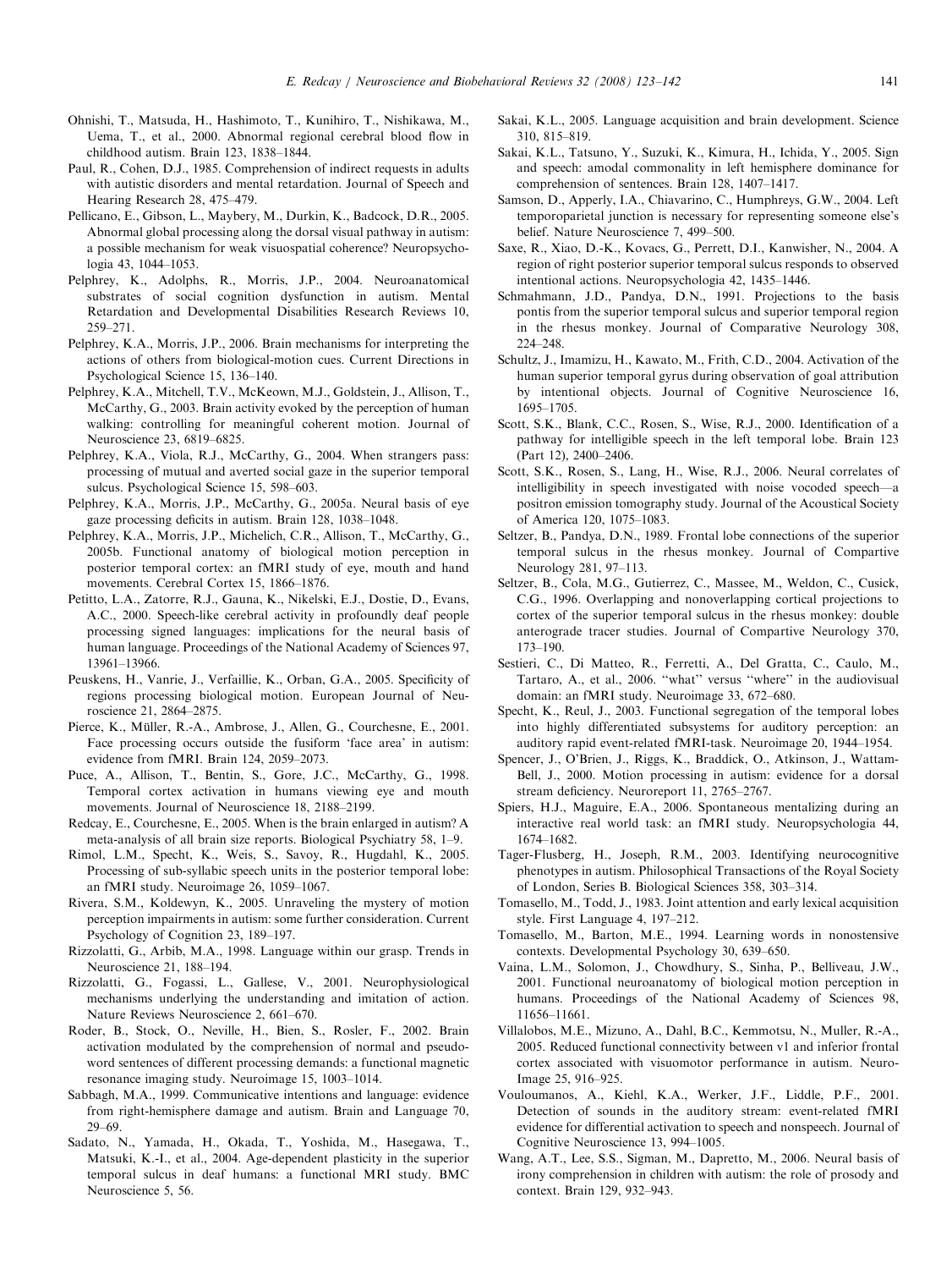Ohnishi, T., Matsuda, H., Hashimoto, T., Kunihiro, T., Nishikawa, M., Uema, T., et al., 2000. Abnormal regional cerebral blood flow in childhood autism. Brain 123, 1838–1844.

Paul, R., Cohen, D.J., 1985. Comprehension of indirect requests in adults with autistic disorders and mental retardation. Journal of Speech and Hearing Research 28, 475–479.

Pellicano, E., Gibson, L., Maybery, M., Durkin, K., Badcock, D.R., 2005. Abnormal global processing along the dorsal visual pathway in autism: a possible mechanism for weak visuospatial coherence? Neuropsychologia 43, 1044–1053.

Pelphrey, K., Adolphs, R., Morris, J.P., 2004. Neuroanatomical substrates of social cognition dysfunction in autism. Mental Retardation and Developmental Disabilities Research Reviews 10, 259–271.

Pelphrey, K.A., Morris, J.P., 2006. Brain mechanisms for interpreting the actions of others from biological-motion cues. Current Directions in Psychological Science 15, 136–140.

Pelphrey, K.A., Mitchell, T.V., McKeown, M.J., Goldstein, J., Allison, T., McCarthy, G., 2003. Brain activity evoked by the perception of human walking: controlling for meaningful coherent motion. Journal of Neuroscience 23, 6819–6825.

Pelphrey, K.A., Viola, R.J., McCarthy, G., 2004. When strangers pass: processing of mutual and averted social gaze in the superior temporal sulcus. Psychological Science 15, 598–603.

Pelphrey, K.A., Morris, J.P., McCarthy, G., 2005a. Neural basis of eye gaze processing deficits in autism. Brain 128, 1038–1048.

Pelphrey, K.A., Morris, J.P., Michelich, C.R., Allison, T., McCarthy, G., 2005b. Functional anatomy of biological motion perception in posterior temporal cortex: an fMRI study of eye, mouth and hand movements. Cerebral Cortex 15, 1866–1876.

Petitto, L.A., Zatorre, R.J., Gauna, K., Nikelski, E.J., Dostie, D., Evans, A.C., 2000. Speech-like cerebral activity in profoundly deaf people processing signed languages: implications for the neural basis of human language. Proceedings of the National Academy of Sciences 97, 13961–13966.

Peuskens, H., Vanrie, J., Verfaillie, K., Orban, G.A., 2005. Specificity of regions processing biological motion. European Journal of Neuroscience 21, 2864–2875.

Pierce, K., Müller, R.-A., Ambrose, J., Allen, G., Courchesne, E., 2001. Face processing occurs outside the fusiform 'face area' in autism: evidence from fMRI. Brain 124, 2059–2073.

Puce, A., Allison, T., Bentin, S., Gore, J.C., McCarthy, G., 1998. Temporal cortex activation in humans viewing eye and mouth movements. Journal of Neuroscience 18, 2188–2199.

Redcay, E., Courchesne, E., 2005. When is the brain enlarged in autism? A meta-analysis of all brain size reports. Biological Psychiatry 58, 1–9.

Rimol, L.M., Specht, K., Weis, S., Savoy, R., Hugdahl, K., 2005. Processing of sub-syllabic speech units in the posterior temporal lobe: an fMRI study. Neuroimage 26, 1059–1067.

Rivera, S.M., Koldewyn, K., 2005. Unraveling the mystery of motion perception impairments in autism: some further consideration. Current Psychology of Cognition 23, 189–197.

Rizzolatti, G., Arbib, M.A., 1998. Language within our grasp. Trends in Neuroscience 21, 188–194.

Rizzolatti, G., Fogassi, L., Gallese, V., 2001. Neurophysiological mechanisms underlying the understanding and imitation of action. Nature Reviews Neuroscience 2, 661–670.

Roder, B., Stock, O., Neville, H., Bien, S., Rosler, F., 2002. Brain activation modulated by the comprehension of normal and pseudo-word sentences of different processing demands: a functional magnetic resonance imaging study. Neuroimage 15, 1003–1014.

Sabbagh, M.A., 1999. Communicative intentions and language: evidence from right-hemisphere damage and autism. Brain and Language 70, 29–69.

Sadato, N., Yamada, H., Okada, T., Yoshida, M., Hasegawa, T., Matsuki, K.-I., et al., 2004. Age-dependent plasticity in the superior temporal sulcus in deaf humans: a functional MRI study. BMC Neuroscience 5, 56.

Sakai, K.L., 2005. Language acquisition and brain development. Science 310, 815–819.

Sakai, K.L., Tatsuno, Y., Suzuki, K., Kimura, H., Ichida, Y., 2005. Sign and speech: amodal commonality in left hemisphere dominance for comprehension of sentences. Brain 128, 1407–1417.

Samson, D., Apperly, I.A., Chiavarino, C., Humphreys, G.W., 2004. Left temporoparietal junction is necessary for representing someone else's belief. Nature Neuroscience 7, 499–500.

Saxe, R., Xiao, D.-K., Kovacs, G., Perrett, D.I., Kanwisher, N., 2004. A region of right posterior superior temporal sulcus responds to observed intentional actions. Neuropsychologia 42, 1435–1446.

Schmahmann, J.D., Pandya, D.N., 1991. Projections to the basis pontis from the superior temporal sulcus and superior temporal region in the rhesus monkey. Journal of Comparative Neurology 308, 224–248.

Schultz, J., Imamizu, H., Kawato, M., Frith, C.D., 2004. Activation of the human superior temporal gyrus during observation of goal attribution by intentional objects. Journal of Cognitive Neuroscience 16, 1695–1705.

Scott, S.K., Blank, C.C., Rosen, S., Wise, R.J., 2000. Identification of a pathway for intelligible speech in the left temporal lobe. Brain 123 (Part 12), 2400–2406.

Scott, S.K., Rosen, S., Lang, H., Wise, R.J., 2006. Neural correlates of intelligibility in speech investigated with noise vocoded speech—a positron emission tomography study. Journal of the Acoustical Society of America 120, 1075–1083.

Seltzer, B., Pandya, D.N., 1989. Frontal lobe connections of the superior temporal sulcus in the rhesus monkey. Journal of Compartive Neurology 281, 97–113.

Seltzer, B., Cola, M.G., Gutierrez, C., Massee, M., Weldon, C., Cusick, C.G., 1996. Overlapping and nonoverlapping cortical projections to cortex of the superior temporal sulcus in the rhesus monkey: double anterograde tracer studies. Journal of Compartive Neurology 370, 173–190.

Sestieri, C., Di Matteo, R., Ferretti, A., Del Gratta, C., Caulo, M., Tartaro, A., et al., 2006. "what" versus "where" in the audiovisual domain: an fMRI study. Neuroimage 33, 672–680.

Specht, K., Reul, J., 2003. Functional segregation of the temporal lobes into highly differentiated subsystems for auditory perception: an auditory rapid event-related fMRI-task. Neuroimage 20, 1944–1954.

Spencer, J., O'Brien, J., Riggs, K., Braddick, O., Atkinson, J., Wattam-Bell, J., 2000. Motion processing in autism: evidence for a dorsal stream deficiency. Neuroreport 11, 2765–2767.

Spiers, H.J., Maguire, E.A., 2006. Spontaneous mentalizing during an interactive real world task: an fMRI study. Neuropsychologia 44, 1674–1682.

Tager-Flusberg, H., Joseph, R.M., 2003. Identifying neurocognitive phenotypes in autism. Philosophical Transactions of the Royal Society of London, Series B. Biological Sciences 358, 303–314.

Tomasello, M., Todd, J., 1983. Joint attention and early lexical acquisition style. First Language 4, 197–212.

Tomasello, M., Barton, M.E., 1994. Learning words in nonostensive contexts. Developmental Psychology 30, 639–650.

Vaina, L.M., Solomon, J., Chowdhury, S., Sinha, P., Belliveau, J.W., 2001. Functional neuroanatomy of biological motion perception in humans. Proceedings of the National Academy of Sciences 98, 11656–11661.

Villalobos, M.E., Mizuno, A., Dahl, B.C., Kemmotsu, N., Muller, R.-A., 2005. Reduced functional connectivity between v1 and inferior frontal cortex associated with visuomotor performance in autism. NeuroImage 25, 916–925.

Vouloumanos, A., Kiehl, K.A., Werker, J.F., Liddle, P.F., 2001. Detection of sounds in the auditory stream: event-related fMRI evidence for differential activation to speech and nonspeech. Journal of Cognitive Neuroscience 13, 994–1005.

Wang, A.T., Lee, S.S., Sigman, M., Dapretto, M., 2006. Neural basis of irony comprehension in children with autism: the role of prosody and context. Brain 129, 932–943.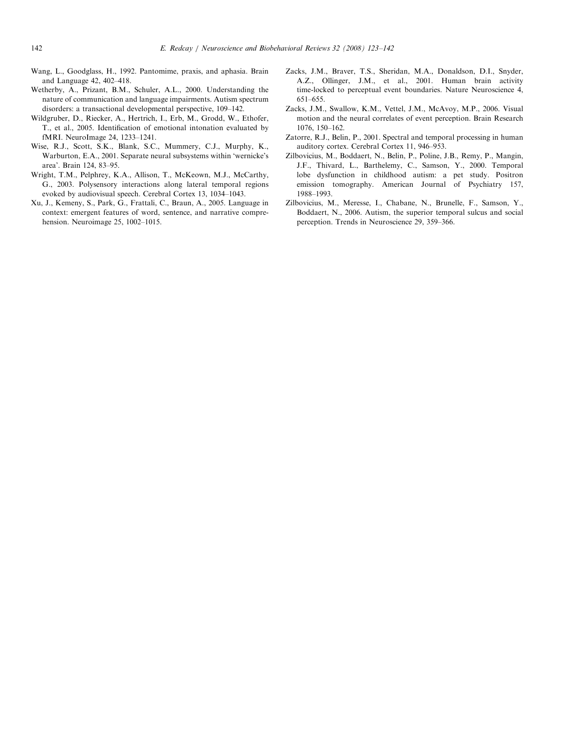Wang, L., Goodglass, H., 1992. Pantomime, praxis, and aphasia. Brain and Language 42, 402–418.

Wetherby, A., Prizant, B.M., Schuler, A.L., 2000. Understanding the nature of communication and language impairments. Autism spectrum disorders: a transactional developmental perspective, 109–142.

Wildgruber, D., Riecker, A., Hertrich, I., Erb, M., Grodd, W., Ethofer, T., et al., 2005. Identification of emotional intonation evaluated by fMRI. NeuroImage 24, 1233–1241.

Wise, R.J., Scott, S.K., Blank, S.C., Mummery, C.J., Murphy, K., Warburton, E.A., 2001. Separate neural subsystems within 'wernicke's area'. Brain 124, 83–95.

Wright, T.M., Pelphrey, K.A., Allison, T., McKeown, M.J., McCarthy, G., 2003. Polysensory interactions along lateral temporal regions evoked by audiovisual speech. Cerebral Cortex 13, 1034–1043.

Xu, J., Kemeny, S., Park, G., Frattali, C., Braun, A., 2005. Language in context: emergent features of word, sentence, and narrative comprehension. Neuroimage 25, 1002–1015.

Zacks, J.M., Braver, T.S., Sheridan, M.A., Donaldson, D.I., Snyder, A.Z., Ollinger, J.M., et al., 2001. Human brain activity time-locked to perceptual event boundaries. Nature Neuroscience 4, 651–655.

Zacks, J.M., Swallow, K.M., Vettel, J.M., McAvoy, M.P., 2006. Visual motion and the neural correlates of event perception. Brain Research 1076, 150–162.

Zatorre, R.J., Belin, P., 2001. Spectral and temporal processing in human auditory cortex. Cerebral Cortex 11, 946–953.

Zilbovicius, M., Boddaert, N., Belin, P., Poline, J.B., Remy, P., Mangin, J.F., Thivard, L., Barthelemy, C., Samson, Y., 2000. Temporal lobe dysfunction in childhood autism: a pet study. Positron emission tomography. American Journal of Psychiatry 157, 1988–1993.

Zilbovicius, M., Meresse, I., Chabane, N., Brunelle, F., Samson, Y., Boddaert, N., 2006. Autism, the superior temporal sulcus and social perception. Trends in Neuroscience 29, 359–366.